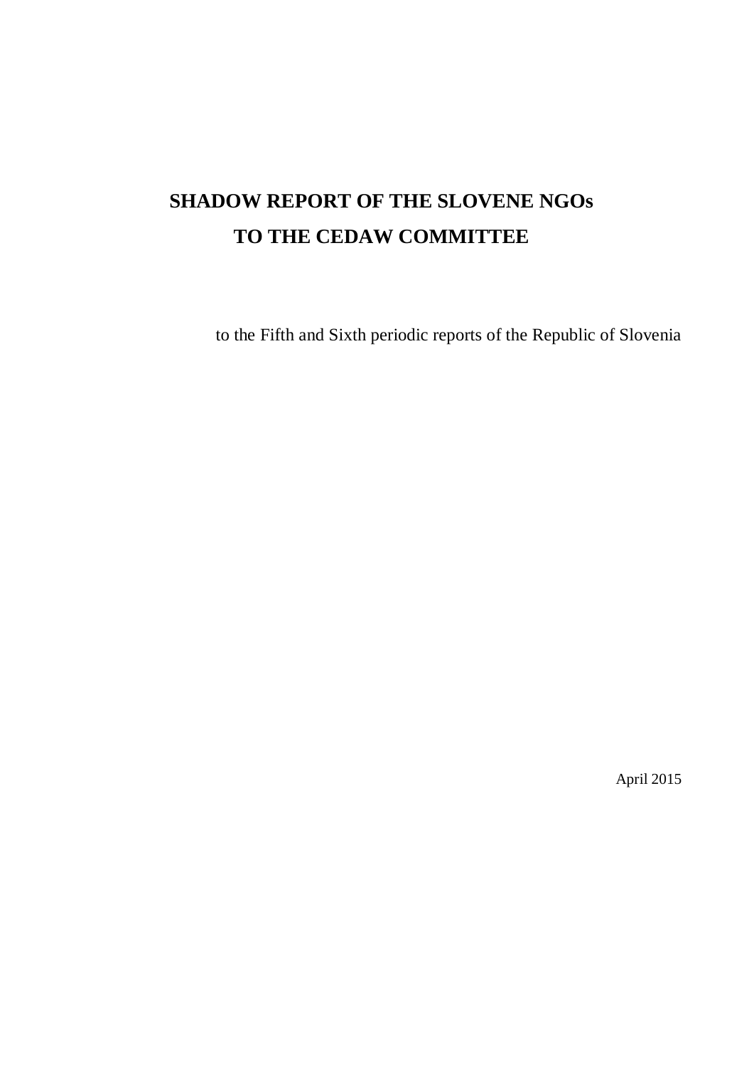# SHADOW REPORT OF THE SLOVENE NGOs TO THE CEDAW COMMITTEE

to the Fifth and Sixth periodic reports of the Republic of Slovenia

April 2015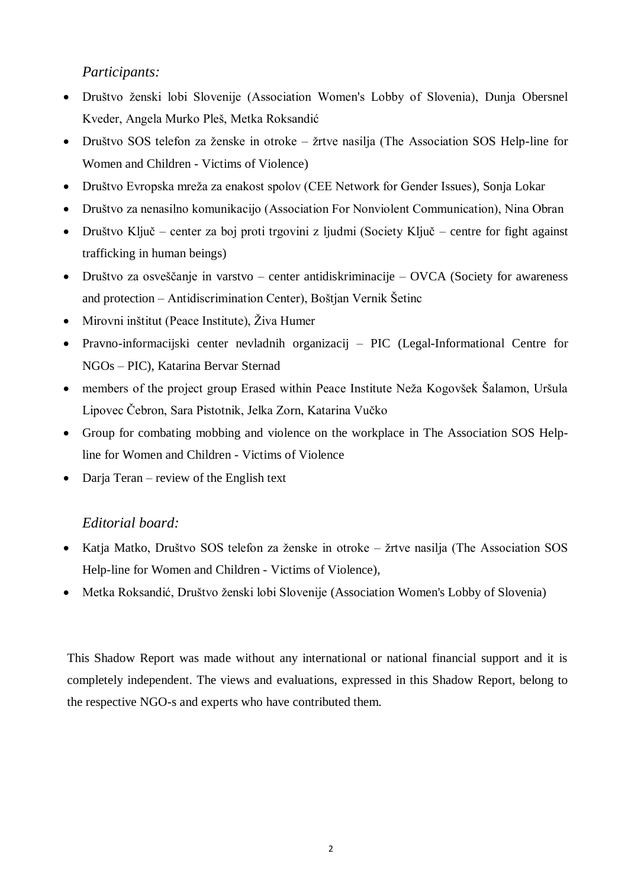*Participants:*

- Društvo ženski lobi Slovenije (Association Women's Lobby of Slovenia), Dunja Obersnel Kveder, Angela Murko Pleš, Metka Roksandić
- Društvo SOS telefon za ženske in otroke – žrtve nasilja (The Association SOS Help-line for Women and Children - Victims of Violence)
- Društvo Evropska mreža za enakost spolov (CEE Network for Gender Issues), Sonja Lokar
- Društvo za nenasilno komunikacijo (Association For Nonviolent Communication), Nina Obran
- Društvo Ključ – center za boj proti trgovini z ljudmi (Society Ključ – centre for fight against trafficking in human beings)
- Društvo za osveščanje in varstvo – center antidiskriminacije – OVCA (Society for awareness and protection – Antidiscrimination Center), Boštjan Vernik Šetinc
- Mirovni inštitut (Peace Institute), Živa Humer
- Pravno-informacijski center nevladnih organizacij – PIC (Legal-Informational Centre for NGOs – PIC), Katarina Bervar Sternad
- members of the project group Erased within Peace Institute Neža Kogovšek Šalamon, Uršula Lipovec Čebron, Sara Pistotnik, Jelka Zorn, Katarina Vučko
- Group for combating mobbing and violence on the workplace in The Association SOS Help-line for Women and Children - Victims of Violence
- Darja Teran – review of the English text

*Editorial board:*

- Katja Matko, Društvo SOS telefon za ženske in otroke – žrtve nasilja (The Association SOS Help-line for Women and Children - Victims of Violence),
- Metka Roksandić, Društvo ženski lobi Slovenije (Association Women's Lobby of Slovenia)

This Shadow Report was made without any international or national financial support and it is completely independent. The views and evaluations, expressed in this Shadow Report, belong to the respective NGO-s and experts who have contributed them.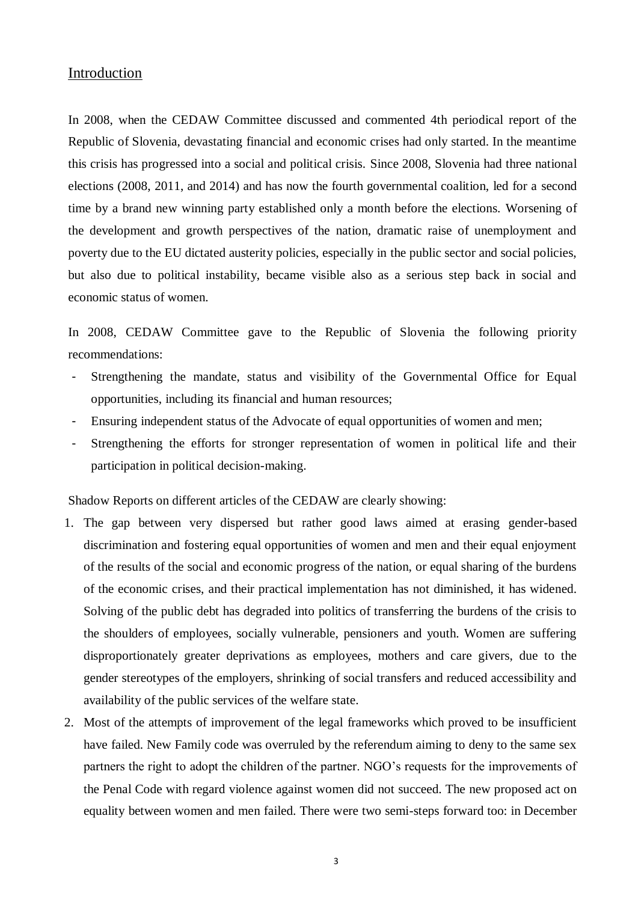## Introduction

In 2008, when the CEDAW Committee discussed and commented 4th periodical report of the Republic of Slovenia, devastating financial and economic crises had only started. In the meantime this crisis has progressed into a social and political crisis. Since 2008, Slovenia had three national elections (2008, 2011, and 2014) and has now the fourth governmental coalition, led for a second time by a brand new winning party established only a month before the elections. Worsening of the development and growth perspectives of the nation, dramatic raise of unemployment and poverty due to the EU dictated austerity policies, especially in the public sector and social policies, but also due to political instability, became visible also as a serious step back in social and economic status of women.

In 2008, CEDAW Committee gave to the Republic of Slovenia the following priority recommendations:

- Strengthening the mandate, status and visibility of the Governmental Office for Equal opportunities, including its financial and human resources;
- Ensuring independent status of the Advocate of equal opportunities of women and men;
- Strengthening the efforts for stronger representation of women in political life and their participation in political decision-making.

Shadow Reports on different articles of the CEDAW are clearly showing:

1. The gap between very dispersed but rather good laws aimed at erasing gender-based discrimination and fostering equal opportunities of women and men and their equal enjoyment of the results of the social and economic progress of the nation, or equal sharing of the burdens of the economic crises, and their practical implementation has not diminished, it has widened. Solving of the public debt has degraded into politics of transferring the burdens of the crisis to the shoulders of employees, socially vulnerable, pensioners and youth. Women are suffering disproportionately greater deprivations as employees, mothers and care givers, due to the gender stereotypes of the employers, shrinking of social transfers and reduced accessibility and availability of the public services of the welfare state.
2. Most of the attempts of improvement of the legal frameworks which proved to be insufficient have failed. New Family code was overruled by the referendum aiming to deny to the same sex partners the right to adopt the children of the partner. NGO's requests for the improvements of the Penal Code with regard violence against women did not succeed. The new proposed act on equality between women and men failed. There were two semi-steps forward too: in December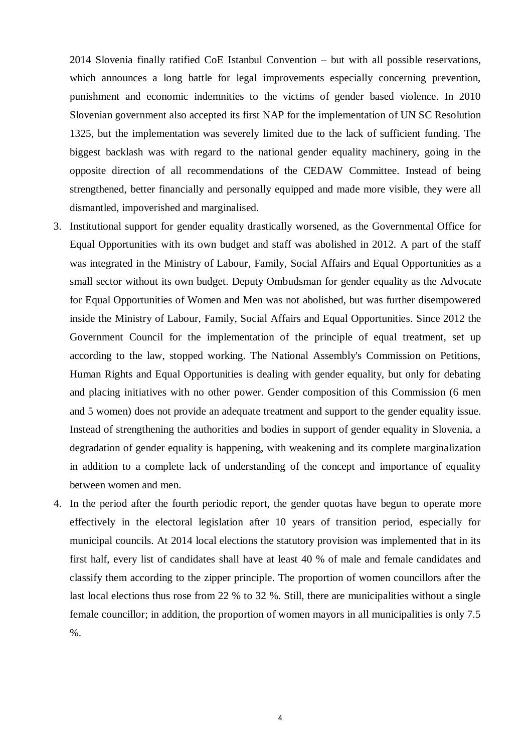2014 Slovenia finally ratified CoE Istanbul Convention – but with all possible reservations, which announces a long battle for legal improvements especially concerning prevention, punishment and economic indemnities to the victims of gender based violence. In 2010 Slovenian government also accepted its first NAP for the implementation of UN SC Resolution 1325, but the implementation was severely limited due to the lack of sufficient funding. The biggest backlash was with regard to the national gender equality machinery, going in the opposite direction of all recommendations of the CEDAW Committee. Instead of being strengthened, better financially and personally equipped and made more visible, they were all dismantled, impoverished and marginalised.

3. Institutional support for gender equality drastically worsened, as the Governmental Office for Equal Opportunities with its own budget and staff was abolished in 2012. A part of the staff was integrated in the Ministry of Labour, Family, Social Affairs and Equal Opportunities as a small sector without its own budget. Deputy Ombudsman for gender equality as the Advocate for Equal Opportunities of Women and Men was not abolished, but was further disempowered inside the Ministry of Labour, Family, Social Affairs and Equal Opportunities. Since 2012 the Government Council for the implementation of the principle of equal treatment, set up according to the law, stopped working. The National Assembly's Commission on Petitions, Human Rights and Equal Opportunities is dealing with gender equality, but only for debating and placing initiatives with no other power. Gender composition of this Commission (6 men and 5 women) does not provide an adequate treatment and support to the gender equality issue. Instead of strengthening the authorities and bodies in support of gender equality in Slovenia, a degradation of gender equality is happening, with weakening and its complete marginalization in addition to a complete lack of understanding of the concept and importance of equality between women and men.

4. In the period after the fourth periodic report, the gender quotas have begun to operate more effectively in the electoral legislation after 10 years of transition period, especially for municipal councils. At 2014 local elections the statutory provision was implemented that in its first half, every list of candidates shall have at least 40 % of male and female candidates and classify them according to the zipper principle. The proportion of women councillors after the last local elections thus rose from 22 % to 32 %. Still, there are municipalities without a single female councillor; in addition, the proportion of women mayors in all municipalities is only 7.5 %.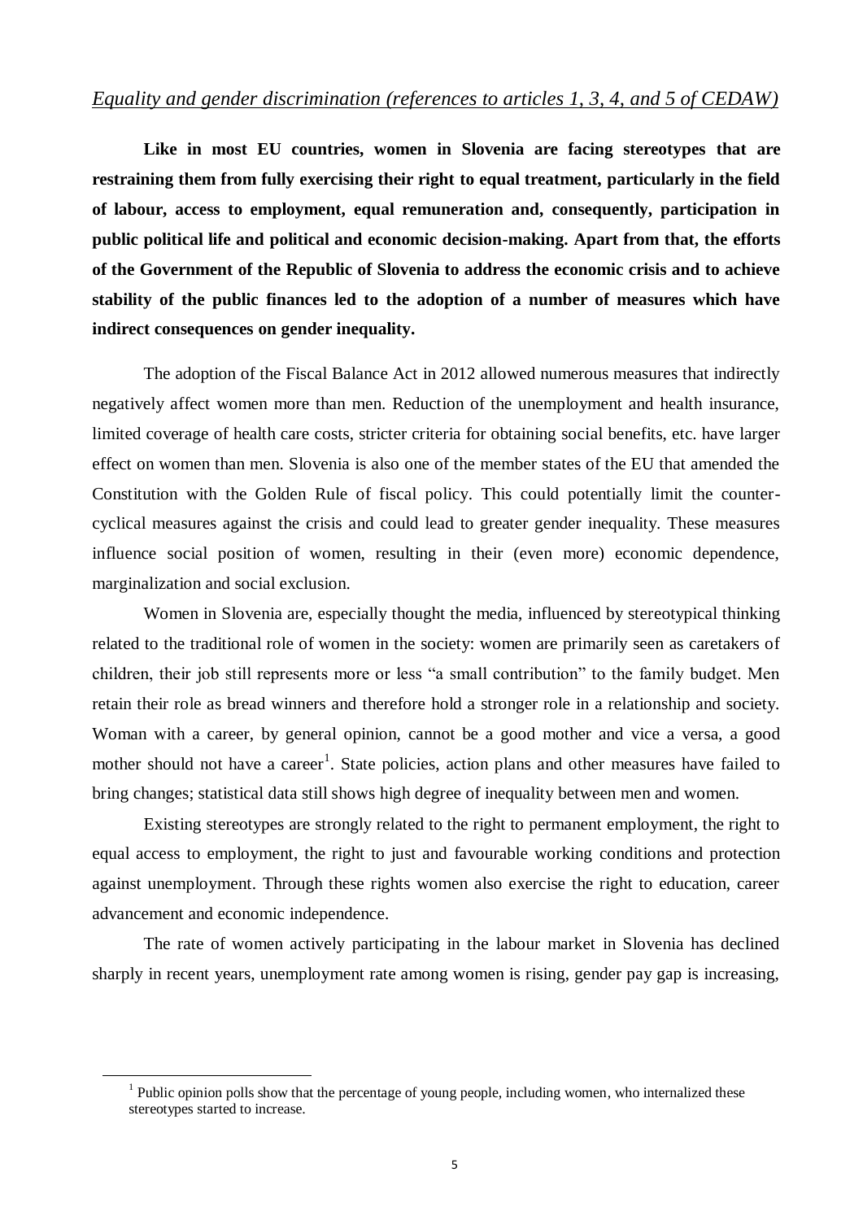*Equality and gender discrimination (references to articles 1, 3, 4, and 5 of CEDAW)*

**Like in most EU countries, women in Slovenia are facing stereotypes that are restraining them from fully exercising their right to equal treatment, particularly in the field of labour, access to employment, equal remuneration and, consequently, participation in public political life and political and economic decision-making. Apart from that, the efforts of the Government of the Republic of Slovenia to address the economic crisis and to achieve stability of the public finances led to the adoption of a number of measures which have indirect consequences on gender inequality.**

The adoption of the Fiscal Balance Act in 2012 allowed numerous measures that indirectly negatively affect women more than men. Reduction of the unemployment and health insurance, limited coverage of health care costs, stricter criteria for obtaining social benefits, etc. have larger effect on women than men. Slovenia is also one of the member states of the EU that amended the Constitution with the Golden Rule of fiscal policy. This could potentially limit the counter-cyclical measures against the crisis and could lead to greater gender inequality. These measures influence social position of women, resulting in their (even more) economic dependence, marginalization and social exclusion.

Women in Slovenia are, especially thought the media, influenced by stereotypical thinking related to the traditional role of women in the society: women are primarily seen as caretakers of children, their job still represents more or less "a small contribution" to the family budget. Men retain their role as bread winners and therefore hold a stronger role in a relationship and society. Woman with a career, by general opinion, cannot be a good mother and vice a versa, a good mother should not have a career[1]. State policies, action plans and other measures have failed to bring changes; statistical data still shows high degree of inequality between men and women.

Existing stereotypes are strongly related to the right to permanent employment, the right to equal access to employment, the right to just and favourable working conditions and protection against unemployment. Through these rights women also exercise the right to education, career advancement and economic independence.

The rate of women actively participating in the labour market in Slovenia has declined sharply in recent years, unemployment rate among women is rising, gender pay gap is increasing,

[1] Public opinion polls show that the percentage of young people, including women, who internalized these stereotypes started to increase.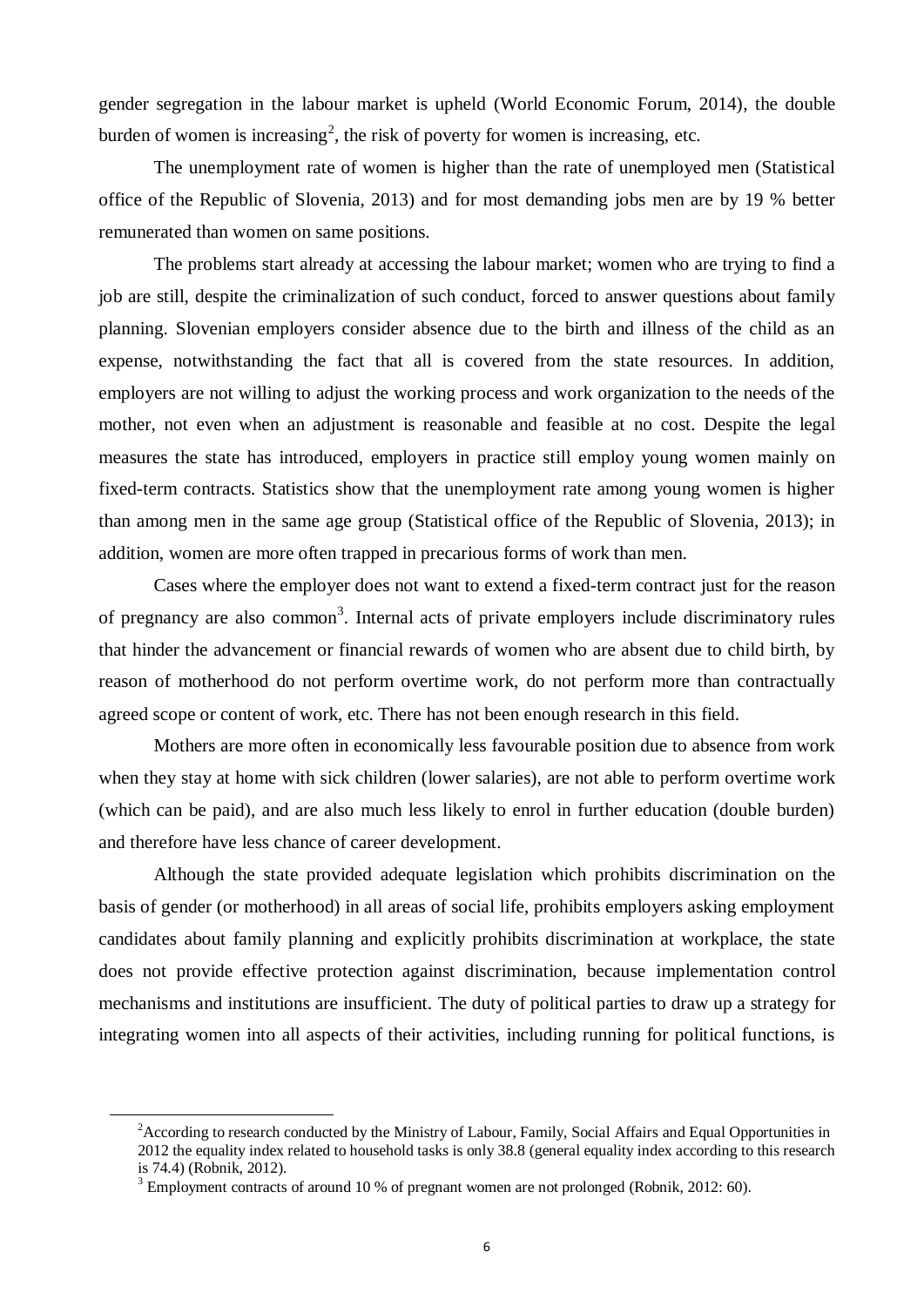gender segregation in the labour market is upheld (World Economic Forum, 2014), the double burden of women is increasing[2], the risk of poverty for women is increasing, etc.

The unemployment rate of women is higher than the rate of unemployed men (Statistical office of the Republic of Slovenia, 2013) and for most demanding jobs men are by 19 % better remunerated than women on same positions.

The problems start already at accessing the labour market; women who are trying to find a job are still, despite the criminalization of such conduct, forced to answer questions about family planning. Slovenian employers consider absence due to the birth and illness of the child as an expense, notwithstanding the fact that all is covered from the state resources. In addition, employers are not willing to adjust the working process and work organization to the needs of the mother, not even when an adjustment is reasonable and feasible at no cost. Despite the legal measures the state has introduced, employers in practice still employ young women mainly on fixed-term contracts. Statistics show that the unemployment rate among young women is higher than among men in the same age group (Statistical office of the Republic of Slovenia, 2013); in addition, women are more often trapped in precarious forms of work than men.

Cases where the employer does not want to extend a fixed-term contract just for the reason of pregnancy are also common[3]. Internal acts of private employers include discriminatory rules that hinder the advancement or financial rewards of women who are absent due to child birth, by reason of motherhood do not perform overtime work, do not perform more than contractually agreed scope or content of work, etc. There has not been enough research in this field.

Mothers are more often in economically less favourable position due to absence from work when they stay at home with sick children (lower salaries), are not able to perform overtime work (which can be paid), and are also much less likely to enrol in further education (double burden) and therefore have less chance of career development.

Although the state provided adequate legislation which prohibits discrimination on the basis of gender (or motherhood) in all areas of social life, prohibits employers asking employment candidates about family planning and explicitly prohibits discrimination at workplace, the state does not provide effective protection against discrimination, because implementation control mechanisms and institutions are insufficient. The duty of political parties to draw up a strategy for integrating women into all aspects of their activities, including running for political functions, is

---

[2] According to research conducted by the Ministry of Labour, Family, Social Affairs and Equal Opportunities in 2012 the equality index related to household tasks is only 38.8 (general equality index according to this research is 74.4) (Robnik, 2012).

[3] Employment contracts of around 10 % of pregnant women are not prolonged (Robnik, 2012: 60).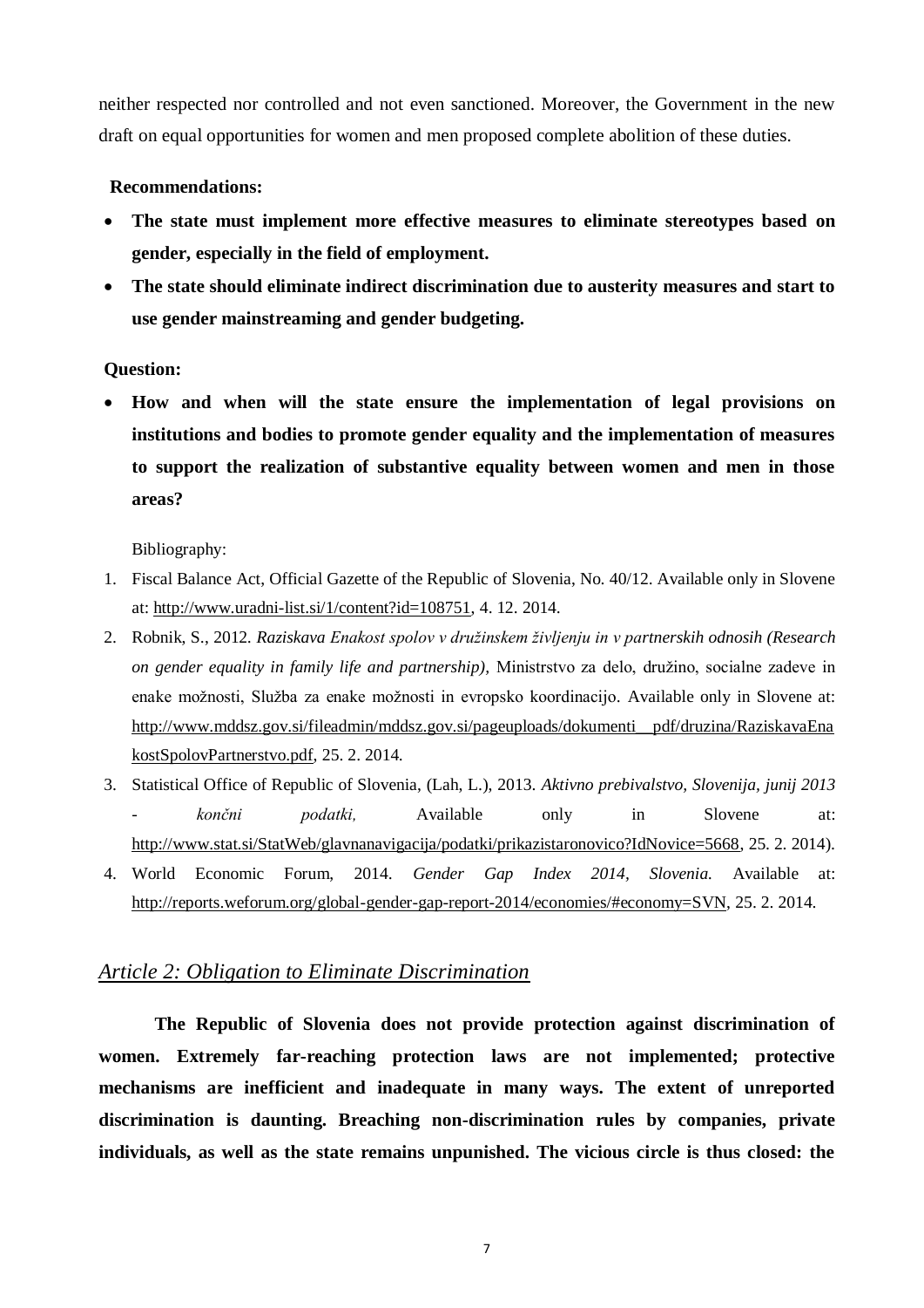neither respected nor controlled and not even sanctioned. Moreover, the Government in the new draft on equal opportunities for women and men proposed complete abolition of these duties.

**Recommendations:**

- **The state must implement more effective measures to eliminate stereotypes based on gender, especially in the field of employment.**
- **The state should eliminate indirect discrimination due to austerity measures and start to use gender mainstreaming and gender budgeting.**

**Question:**

- **How and when will the state ensure the implementation of legal provisions on institutions and bodies to promote gender equality and the implementation of measures to support the realization of substantive equality between women and men in those areas?**

Bibliography:

1. Fiscal Balance Act, Official Gazette of the Republic of Slovenia, No. 40/12. Available only in Slovene at: http://www.uradni-list.si/1/content?id=108751, 4. 12. 2014.
2. Robnik, S., 2012. *Raziskava Enakost spolov v družinskem življenju in v partnerskih odnosih (Research on gender equality in family life and partnership)*, Ministrstvo za delo, družino, socialne zadeve in enake možnosti, Služba za enake možnosti in evropsko koordinacijo. Available only in Slovene at: http://www.mddsz.gov.si/fileadmin/mddsz.gov.si/pageuploads/dokumenti__pdf/druzina/RaziskavaEnakostSpolovPartnerstvo.pdf, 25. 2. 2014.
3. Statistical Office of Republic of Slovenia, (Lah, L.), 2013. *Aktivno prebivalstvo, Slovenija, junij 2013 - končni podatki,* Available only in Slovene at: http://www.stat.si/StatWeb/glavnanavigacija/podatki/prikazistaronovico?IdNovice=5668, 25. 2. 2014).
4. World Economic Forum, 2014. *Gender Gap Index 2014, Slovenia.* Available at: http://reports.weforum.org/global-gender-gap-report-2014/economies/#economy=SVN, 25. 2. 2014.

## *Article 2: Obligation to Eliminate Discrimination*

**The Republic of Slovenia does not provide protection against discrimination of women. Extremely far-reaching protection laws are not implemented; protective mechanisms are inefficient and inadequate in many ways. The extent of unreported discrimination is daunting. Breaching non-discrimination rules by companies, private individuals, as well as the state remains unpunished. The vicious circle is thus closed: the**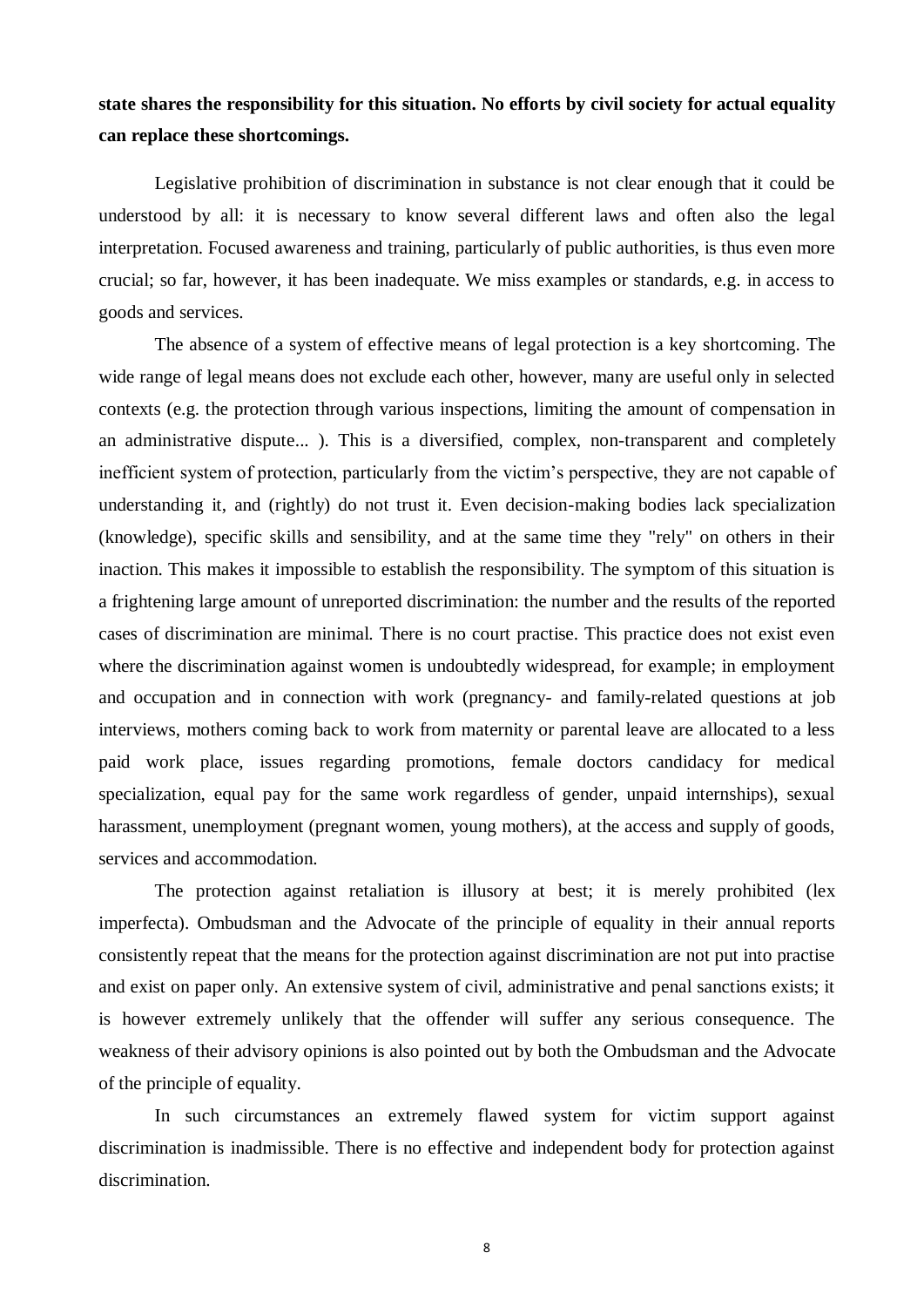**state shares the responsibility for this situation. No efforts by civil society for actual equality can replace these shortcomings.**

Legislative prohibition of discrimination in substance is not clear enough that it could be understood by all: it is necessary to know several different laws and often also the legal interpretation. Focused awareness and training, particularly of public authorities, is thus even more crucial; so far, however, it has been inadequate. We miss examples or standards, e.g. in access to goods and services.

The absence of a system of effective means of legal protection is a key shortcoming. The wide range of legal means does not exclude each other, however, many are useful only in selected contexts (e.g. the protection through various inspections, limiting the amount of compensation in an administrative dispute... ). This is a diversified, complex, non-transparent and completely inefficient system of protection, particularly from the victim's perspective, they are not capable of understanding it, and (rightly) do not trust it. Even decision-making bodies lack specialization (knowledge), specific skills and sensibility, and at the same time they "rely" on others in their inaction. This makes it impossible to establish the responsibility. The symptom of this situation is a frightening large amount of unreported discrimination: the number and the results of the reported cases of discrimination are minimal. There is no court practise. This practice does not exist even where the discrimination against women is undoubtedly widespread, for example; in employment and occupation and in connection with work (pregnancy- and family-related questions at job interviews, mothers coming back to work from maternity or parental leave are allocated to a less paid work place, issues regarding promotions, female doctors candidacy for medical specialization, equal pay for the same work regardless of gender, unpaid internships), sexual harassment, unemployment (pregnant women, young mothers), at the access and supply of goods, services and accommodation.

The protection against retaliation is illusory at best; it is merely prohibited (lex imperfecta). Ombudsman and the Advocate of the principle of equality in their annual reports consistently repeat that the means for the protection against discrimination are not put into practise and exist on paper only. An extensive system of civil, administrative and penal sanctions exists; it is however extremely unlikely that the offender will suffer any serious consequence. The weakness of their advisory opinions is also pointed out by both the Ombudsman and the Advocate of the principle of equality.

In such circumstances an extremely flawed system for victim support against discrimination is inadmissible. There is no effective and independent body for protection against discrimination.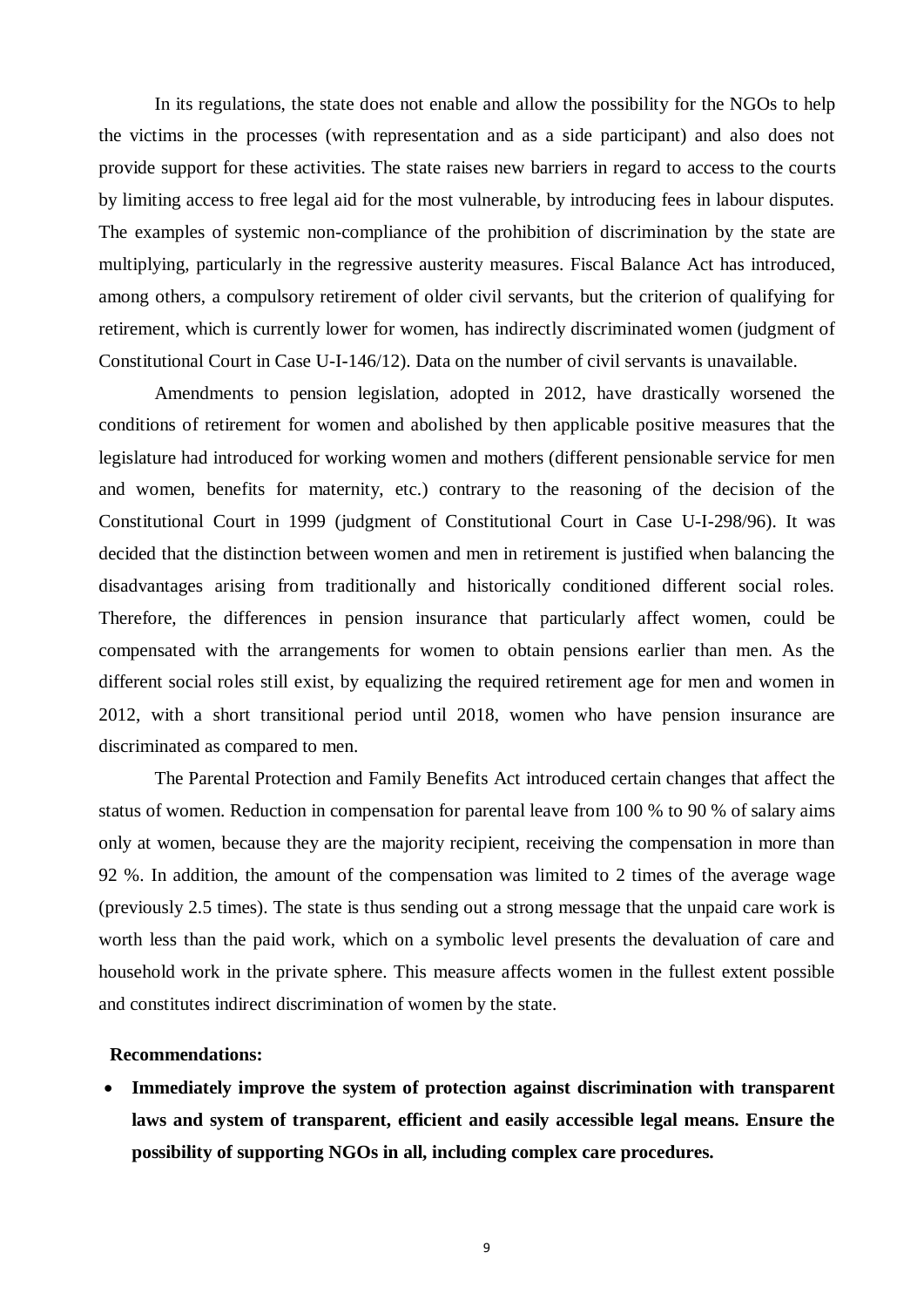In its regulations, the state does not enable and allow the possibility for the NGOs to help the victims in the processes (with representation and as a side participant) and also does not provide support for these activities. The state raises new barriers in regard to access to the courts by limiting access to free legal aid for the most vulnerable, by introducing fees in labour disputes. The examples of systemic non-compliance of the prohibition of discrimination by the state are multiplying, particularly in the regressive austerity measures. Fiscal Balance Act has introduced, among others, a compulsory retirement of older civil servants, but the criterion of qualifying for retirement, which is currently lower for women, has indirectly discriminated women (judgment of Constitutional Court in Case U-I-146/12). Data on the number of civil servants is unavailable.

Amendments to pension legislation, adopted in 2012, have drastically worsened the conditions of retirement for women and abolished by then applicable positive measures that the legislature had introduced for working women and mothers (different pensionable service for men and women, benefits for maternity, etc.) contrary to the reasoning of the decision of the Constitutional Court in 1999 (judgment of Constitutional Court in Case U-I-298/96). It was decided that the distinction between women and men in retirement is justified when balancing the disadvantages arising from traditionally and historically conditioned different social roles. Therefore, the differences in pension insurance that particularly affect women, could be compensated with the arrangements for women to obtain pensions earlier than men. As the different social roles still exist, by equalizing the required retirement age for men and women in 2012, with a short transitional period until 2018, women who have pension insurance are discriminated as compared to men.

The Parental Protection and Family Benefits Act introduced certain changes that affect the status of women. Reduction in compensation for parental leave from 100 % to 90 % of salary aims only at women, because they are the majority recipient, receiving the compensation in more than 92 %. In addition, the amount of the compensation was limited to 2 times of the average wage (previously 2.5 times). The state is thus sending out a strong message that the unpaid care work is worth less than the paid work, which on a symbolic level presents the devaluation of care and household work in the private sphere. This measure affects women in the fullest extent possible and constitutes indirect discrimination of women by the state.

**Recommendations:**

- **Immediately improve the system of protection against discrimination with transparent laws and system of transparent, efficient and easily accessible legal means. Ensure the possibility of supporting NGOs in all, including complex care procedures.**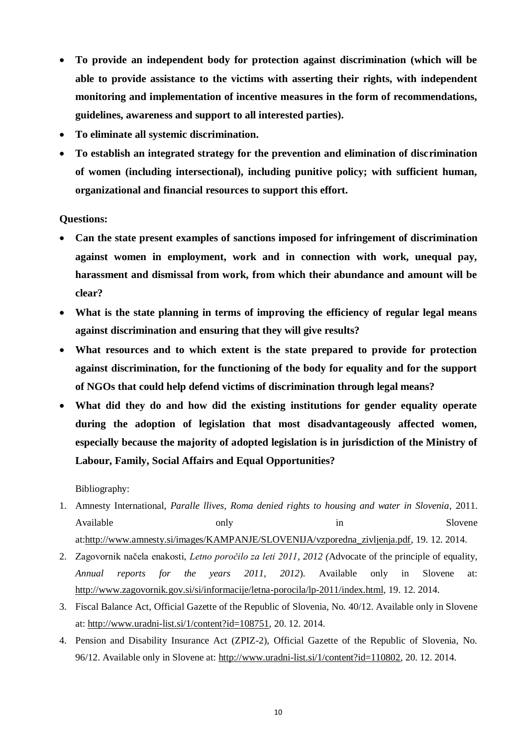- **To provide an independent body for protection against discrimination (which will be able to provide assistance to the victims with asserting their rights, with independent monitoring and implementation of incentive measures in the form of recommendations, guidelines, awareness and support to all interested parties).**
- **To eliminate all systemic discrimination.**
- **To establish an integrated strategy for the prevention and elimination of discrimination of women (including intersectional), including punitive policy; with sufficient human, organizational and financial resources to support this effort.**

**Questions:**

- **Can the state present examples of sanctions imposed for infringement of discrimination against women in employment, work and in connection with work, unequal pay, harassment and dismissal from work, from which their abundance and amount will be clear?**
- **What is the state planning in terms of improving the efficiency of regular legal means against discrimination and ensuring that they will give results?**
- **What resources and to which extent is the state prepared to provide for protection against discrimination, for the functioning of the body for equality and for the support of NGOs that could help defend victims of discrimination through legal means?**
- **What did they do and how did the existing institutions for gender equality operate during the adoption of legislation that most disadvantageously affected women, especially because the majority of adopted legislation is in jurisdiction of the Ministry of Labour, Family, Social Affairs and Equal Opportunities?**

Bibliography:

1. Amnesty International, *Paralle llives, Roma denied rights to housing and water in Slovenia*, 2011. Available only in Slovene at:http://www.amnesty.si/images/KAMPANJE/SLOVENIJA/vzporedna_zivljenja.pdf, 19. 12. 2014.
2. Zagovornik načela enakosti, *Letno poročilo za leti 2011, 2012 (*Advocate of the principle of equality, *Annual reports for the years 2011, 2012*). Available only in Slovene at: http://www.zagovornik.gov.si/si/informacije/letna-porocila/lp-2011/index.html, 19. 12. 2014.
3. Fiscal Balance Act, Official Gazette of the Republic of Slovenia, No. 40/12. Available only in Slovene at: http://www.uradni-list.si/1/content?id=108751, 20. 12. 2014.
4. Pension and Disability Insurance Act (ZPIZ-2), Official Gazette of the Republic of Slovenia, No. 96/12. Available only in Slovene at: http://www.uradni-list.si/1/content?id=110802, 20. 12. 2014.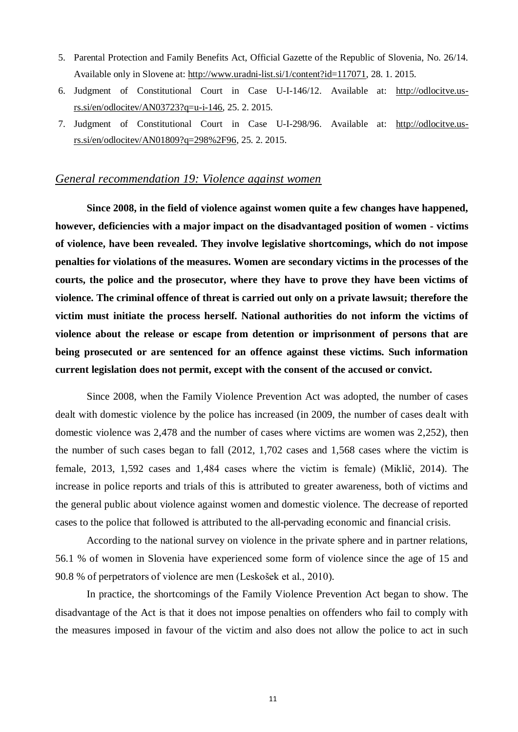5. Parental Protection and Family Benefits Act, Official Gazette of the Republic of Slovenia, No. 26/14. Available only in Slovene at: http://www.uradni-list.si/1/content?id=117071, 28. 1. 2015.
6. Judgment of Constitutional Court in Case U-I-146/12. Available at: http://odlocitve.us-rs.si/en/odlocitev/AN03723?q=u-i-146, 25. 2. 2015.
7. Judgment of Constitutional Court in Case U-I-298/96. Available at: http://odlocitve.us-rs.si/en/odlocitev/AN01809?q=298%2F96, 25. 2. 2015.

## *General recommendation 19: Violence against women*

**Since 2008, in the field of violence against women quite a few changes have happened, however, deficiencies with a major impact on the disadvantaged position of women - victims of violence, have been revealed. They involve legislative shortcomings, which do not impose penalties for violations of the measures. Women are secondary victims in the processes of the courts, the police and the prosecutor, where they have to prove they have been victims of violence. The criminal offence of threat is carried out only on a private lawsuit; therefore the victim must initiate the process herself. National authorities do not inform the victims of violence about the release or escape from detention or imprisonment of persons that are being prosecuted or are sentenced for an offence against these victims. Such information current legislation does not permit, except with the consent of the accused or convict.**

Since 2008, when the Family Violence Prevention Act was adopted, the number of cases dealt with domestic violence by the police has increased (in 2009, the number of cases dealt with domestic violence was 2,478 and the number of cases where victims are women was 2,252), then the number of such cases began to fall (2012, 1,702 cases and 1,568 cases where the victim is female, 2013, 1,592 cases and 1,484 cases where the victim is female) (Miklič, 2014). The increase in police reports and trials of this is attributed to greater awareness, both of victims and the general public about violence against women and domestic violence. The decrease of reported cases to the police that followed is attributed to the all-pervading economic and financial crisis.

According to the national survey on violence in the private sphere and in partner relations, 56.1 % of women in Slovenia have experienced some form of violence since the age of 15 and 90.8 % of perpetrators of violence are men (Leskošek et al., 2010).

In practice, the shortcomings of the Family Violence Prevention Act began to show. The disadvantage of the Act is that it does not impose penalties on offenders who fail to comply with the measures imposed in favour of the victim and also does not allow the police to act in such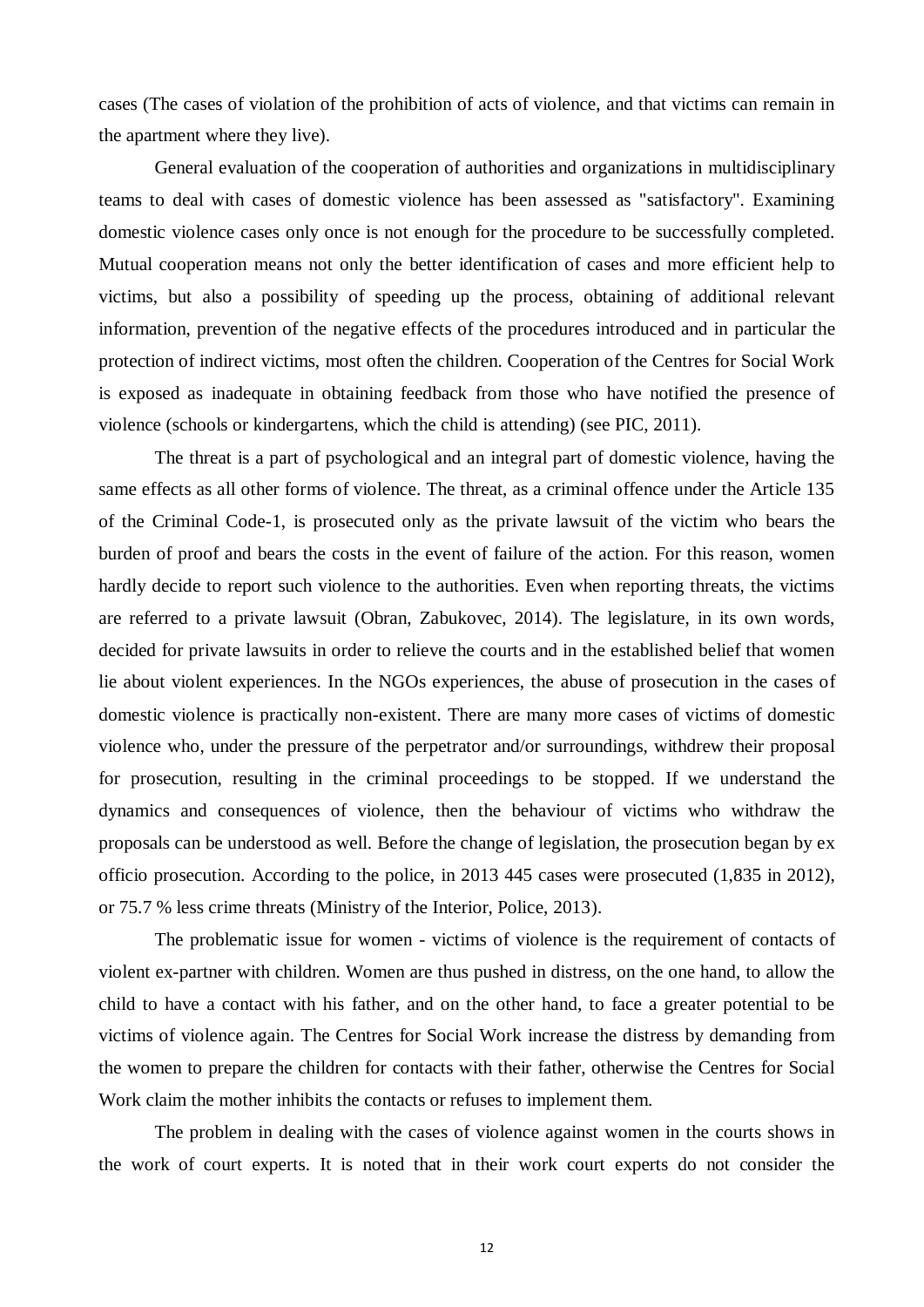cases (The cases of violation of the prohibition of acts of violence, and that victims can remain in the apartment where they live).

General evaluation of the cooperation of authorities and organizations in multidisciplinary teams to deal with cases of domestic violence has been assessed as "satisfactory". Examining domestic violence cases only once is not enough for the procedure to be successfully completed. Mutual cooperation means not only the better identification of cases and more efficient help to victims, but also a possibility of speeding up the process, obtaining of additional relevant information, prevention of the negative effects of the procedures introduced and in particular the protection of indirect victims, most often the children. Cooperation of the Centres for Social Work is exposed as inadequate in obtaining feedback from those who have notified the presence of violence (schools or kindergartens, which the child is attending) (see PIC, 2011).

The threat is a part of psychological and an integral part of domestic violence, having the same effects as all other forms of violence. The threat, as a criminal offence under the Article 135 of the Criminal Code-1, is prosecuted only as the private lawsuit of the victim who bears the burden of proof and bears the costs in the event of failure of the action. For this reason, women hardly decide to report such violence to the authorities. Even when reporting threats, the victims are referred to a private lawsuit (Obran, Zabukovec, 2014). The legislature, in its own words, decided for private lawsuits in order to relieve the courts and in the established belief that women lie about violent experiences. In the NGOs experiences, the abuse of prosecution in the cases of domestic violence is practically non-existent. There are many more cases of victims of domestic violence who, under the pressure of the perpetrator and/or surroundings, withdrew their proposal for prosecution, resulting in the criminal proceedings to be stopped. If we understand the dynamics and consequences of violence, then the behaviour of victims who withdraw the proposals can be understood as well. Before the change of legislation, the prosecution began by ex officio prosecution. According to the police, in 2013 445 cases were prosecuted (1,835 in 2012), or 75.7 % less crime threats (Ministry of the Interior, Police, 2013).

The problematic issue for women - victims of violence is the requirement of contacts of violent ex-partner with children. Women are thus pushed in distress, on the one hand, to allow the child to have a contact with his father, and on the other hand, to face a greater potential to be victims of violence again. The Centres for Social Work increase the distress by demanding from the women to prepare the children for contacts with their father, otherwise the Centres for Social Work claim the mother inhibits the contacts or refuses to implement them.

The problem in dealing with the cases of violence against women in the courts shows in the work of court experts. It is noted that in their work court experts do not consider the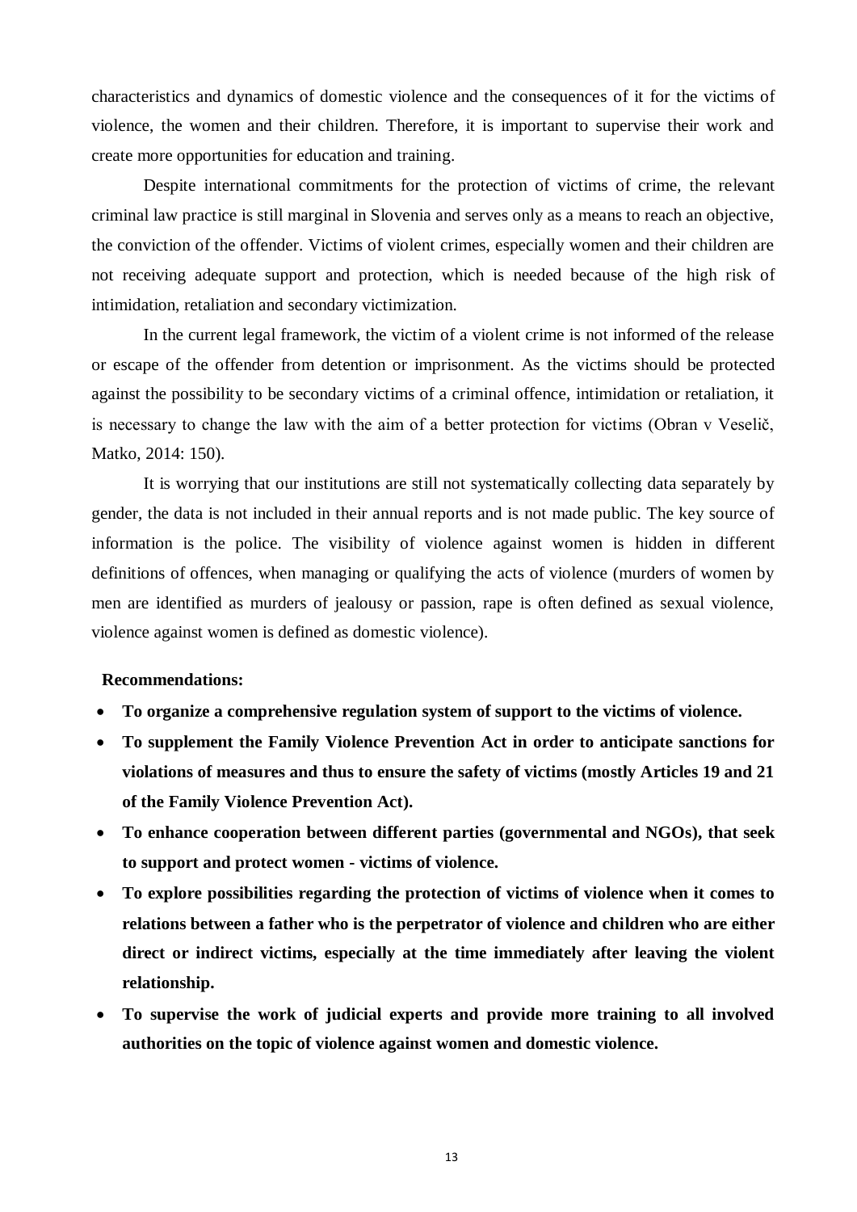characteristics and dynamics of domestic violence and the consequences of it for the victims of violence, the women and their children. Therefore, it is important to supervise their work and create more opportunities for education and training.

Despite international commitments for the protection of victims of crime, the relevant criminal law practice is still marginal in Slovenia and serves only as a means to reach an objective, the conviction of the offender. Victims of violent crimes, especially women and their children are not receiving adequate support and protection, which is needed because of the high risk of intimidation, retaliation and secondary victimization.

In the current legal framework, the victim of a violent crime is not informed of the release or escape of the offender from detention or imprisonment. As the victims should be protected against the possibility to be secondary victims of a criminal offence, intimidation or retaliation, it is necessary to change the law with the aim of a better protection for victims (Obran v Veselič, Matko, 2014: 150).

It is worrying that our institutions are still not systematically collecting data separately by gender, the data is not included in their annual reports and is not made public. The key source of information is the police. The visibility of violence against women is hidden in different definitions of offences, when managing or qualifying the acts of violence (murders of women by men are identified as murders of jealousy or passion, rape is often defined as sexual violence, violence against women is defined as domestic violence).

**Recommendations:**

- **To organize a comprehensive regulation system of support to the victims of violence.**
- **To supplement the Family Violence Prevention Act in order to anticipate sanctions for violations of measures and thus to ensure the safety of victims (mostly Articles 19 and 21 of the Family Violence Prevention Act).**
- **To enhance cooperation between different parties (governmental and NGOs), that seek to support and protect women - victims of violence.**
- **To explore possibilities regarding the protection of victims of violence when it comes to relations between a father who is the perpetrator of violence and children who are either direct or indirect victims, especially at the time immediately after leaving the violent relationship.**
- **To supervise the work of judicial experts and provide more training to all involved authorities on the topic of violence against women and domestic violence.**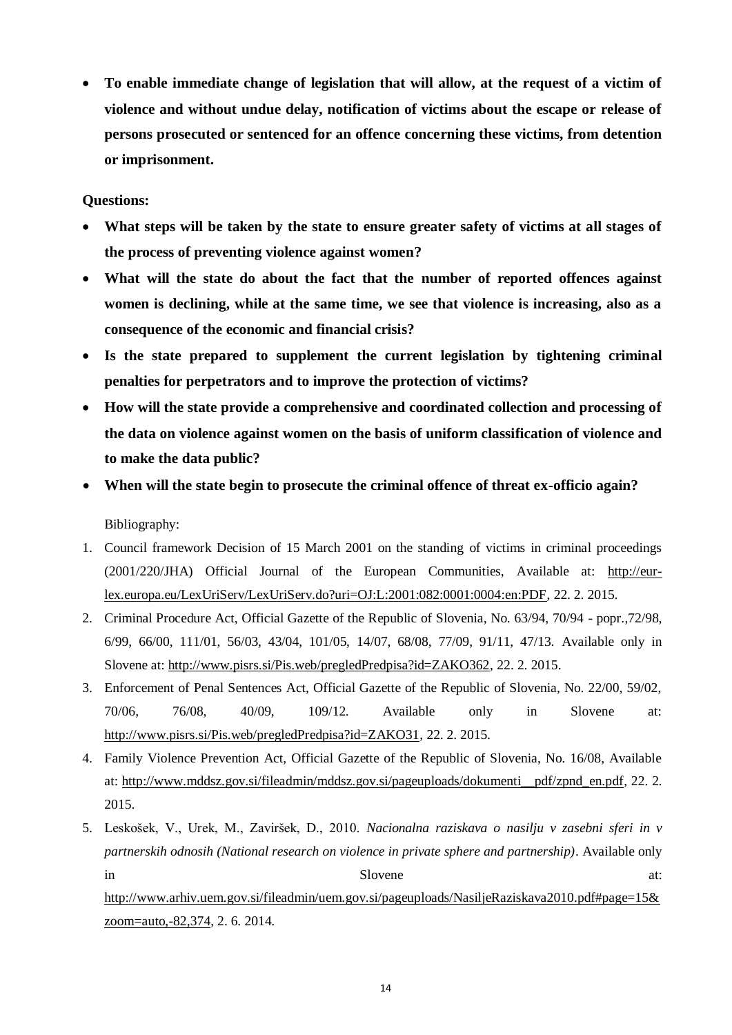- **To enable immediate change of legislation that will allow, at the request of a victim of violence and without undue delay, notification of victims about the escape or release of persons prosecuted or sentenced for an offence concerning these victims, from detention or imprisonment.**

**Questions:**

- **What steps will be taken by the state to ensure greater safety of victims at all stages of the process of preventing violence against women?**
- **What will the state do about the fact that the number of reported offences against women is declining, while at the same time, we see that violence is increasing, also as a consequence of the economic and financial crisis?**
- **Is the state prepared to supplement the current legislation by tightening criminal penalties for perpetrators and to improve the protection of victims?**
- **How will the state provide a comprehensive and coordinated collection and processing of the data on violence against women on the basis of uniform classification of violence and to make the data public?**
- **When will the state begin to prosecute the criminal offence of threat ex-officio again?**

Bibliography:

1. Council framework Decision of 15 March 2001 on the standing of victims in criminal proceedings (2001/220/JHA) Official Journal of the European Communities, Available at: http://eur-lex.europa.eu/LexUriServ/LexUriServ.do?uri=OJ:L:2001:082:0001:0004:en:PDF, 22. 2. 2015.
2. Criminal Procedure Act, Official Gazette of the Republic of Slovenia, No. 63/94, 70/94 - popr.,72/98, 6/99, 66/00, 111/01, 56/03, 43/04, 101/05, 14/07, 68/08, 77/09, 91/11, 47/13. Available only in Slovene at: http://www.pisrs.si/Pis.web/pregledPredpisa?id=ZAKO362, 22. 2. 2015.
3. Enforcement of Penal Sentences Act, Official Gazette of the Republic of Slovenia, No. 22/00, 59/02, 70/06, 76/08, 40/09, 109/12. Available only in Slovene at: http://www.pisrs.si/Pis.web/pregledPredpisa?id=ZAKO31, 22. 2. 2015.
4. Family Violence Prevention Act, Official Gazette of the Republic of Slovenia, No. 16/08, Available at: http://www.mddsz.gov.si/fileadmin/mddsz.gov.si/pageuploads/dokumenti__pdf/zpnd_en.pdf, 22. 2. 2015.
5. Leskošek, V., Urek, M., Zaviršek, D., 2010. *Nacionalna raziskava o nasilju v zasebni sferi in v partnerskih odnosih (National research on violence in private sphere and partnership)*. Available only in Slovene at: http://www.arhiv.uem.gov.si/fileadmin/uem.gov.si/pageuploads/NasiljeRaziskava2010.pdf#page=15&zoom=auto,-82,374, 2. 6. 2014.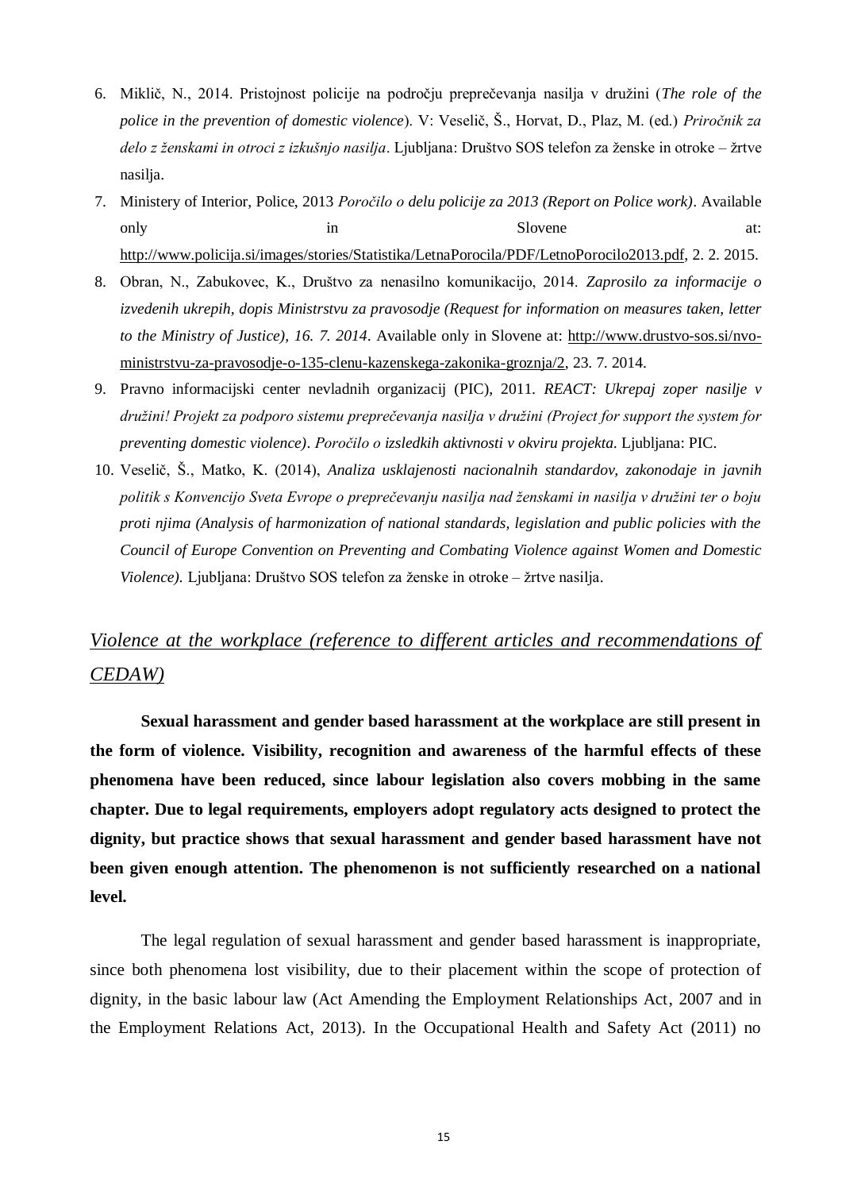6. Miklič, N., 2014. Pristojnost policije na področju preprečevanja nasilja v družini (*The role of the police in the prevention of domestic violence*). V: Veselič, Š., Horvat, D., Plaz, M. (ed.) *Priročnik za delo z ženskami in otroci z izkušnjo nasilja*. Ljubljana: Društvo SOS telefon za ženske in otroke – žrtve nasilja.
7. Ministery of Interior, Police, 2013 *Poročilo o delu policije za 2013 (Report on Police work)*. Available only in Slovene at: http://www.policija.si/images/stories/Statistika/LetnaPorocila/PDF/LetnoPorocilo2013.pdf, 2. 2. 2015.
8. Obran, N., Zabukovec, K., Društvo za nenasilno komunikacijo, 2014. *Zaprosilo za informacije o izvedenih ukrepih, dopis Ministrstvu za pravosodje (Request for information on measures taken, letter to the Ministry of Justice), 16. 7. 2014*. Available only in Slovene at: http://www.drustvo-sos.si/nvo-ministrstvu-za-pravosodje-o-135-clenu-kazenskega-zakonika-groznja/2, 23. 7. 2014.
9. Pravno informacijski center nevladnih organizacij (PIC), 2011. *REACT: Ukrepaj zoper nasilje v družini! Projekt za podporo sistemu preprečevanja nasilja v družini (Project for support the system for preventing domestic violence)*. *Poročilo o izsledkih aktivnosti v okviru projekta.* Ljubljana: PIC.
10. Veselič, Š., Matko, K. (2014), *Analiza usklajenosti nacionalnih standardov, zakonodaje in javnih politik s Konvencijo Sveta Evrope o preprečevanju nasilja nad ženskami in nasilja v družini ter o boju proti njima (Analysis of harmonization of national standards, legislation and public policies with the Council of Europe Convention on Preventing and Combating Violence against Women and Domestic Violence).* Ljubljana: Društvo SOS telefon za ženske in otroke – žrtve nasilja.

## *Violence at the workplace (reference to different articles and recommendations of CEDAW)*

**Sexual harassment and gender based harassment at the workplace are still present in the form of violence. Visibility, recognition and awareness of the harmful effects of these phenomena have been reduced, since labour legislation also covers mobbing in the same chapter. Due to legal requirements, employers adopt regulatory acts designed to protect the dignity, but practice shows that sexual harassment and gender based harassment have not been given enough attention. The phenomenon is not sufficiently researched on a national level.**

The legal regulation of sexual harassment and gender based harassment is inappropriate, since both phenomena lost visibility, due to their placement within the scope of protection of dignity, in the basic labour law (Act Amending the Employment Relationships Act, 2007 and in the Employment Relations Act, 2013). In the Occupational Health and Safety Act (2011) no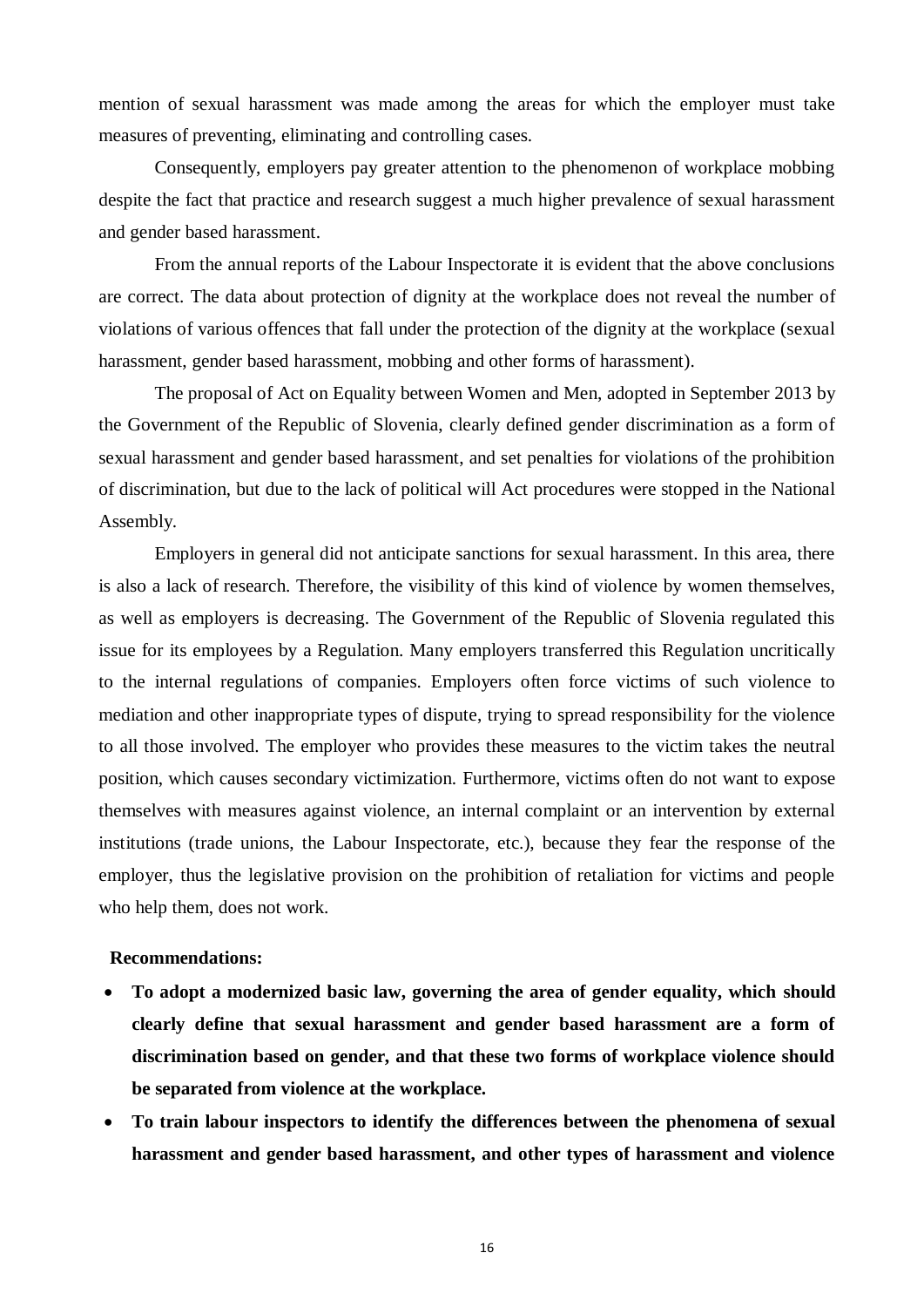mention of sexual harassment was made among the areas for which the employer must take measures of preventing, eliminating and controlling cases.

Consequently, employers pay greater attention to the phenomenon of workplace mobbing despite the fact that practice and research suggest a much higher prevalence of sexual harassment and gender based harassment.

From the annual reports of the Labour Inspectorate it is evident that the above conclusions are correct. The data about protection of dignity at the workplace does not reveal the number of violations of various offences that fall under the protection of the dignity at the workplace (sexual harassment, gender based harassment, mobbing and other forms of harassment).

The proposal of Act on Equality between Women and Men, adopted in September 2013 by the Government of the Republic of Slovenia, clearly defined gender discrimination as a form of sexual harassment and gender based harassment, and set penalties for violations of the prohibition of discrimination, but due to the lack of political will Act procedures were stopped in the National Assembly.

Employers in general did not anticipate sanctions for sexual harassment. In this area, there is also a lack of research. Therefore, the visibility of this kind of violence by women themselves, as well as employers is decreasing. The Government of the Republic of Slovenia regulated this issue for its employees by a Regulation. Many employers transferred this Regulation uncritically to the internal regulations of companies. Employers often force victims of such violence to mediation and other inappropriate types of dispute, trying to spread responsibility for the violence to all those involved. The employer who provides these measures to the victim takes the neutral position, which causes secondary victimization. Furthermore, victims often do not want to expose themselves with measures against violence, an internal complaint or an intervention by external institutions (trade unions, the Labour Inspectorate, etc.), because they fear the response of the employer, thus the legislative provision on the prohibition of retaliation for victims and people who help them, does not work.

**Recommendations:**

- **To adopt a modernized basic law, governing the area of gender equality, which should clearly define that sexual harassment and gender based harassment are a form of discrimination based on gender, and that these two forms of workplace violence should be separated from violence at the workplace.**
- **To train labour inspectors to identify the differences between the phenomena of sexual harassment and gender based harassment, and other types of harassment and violence**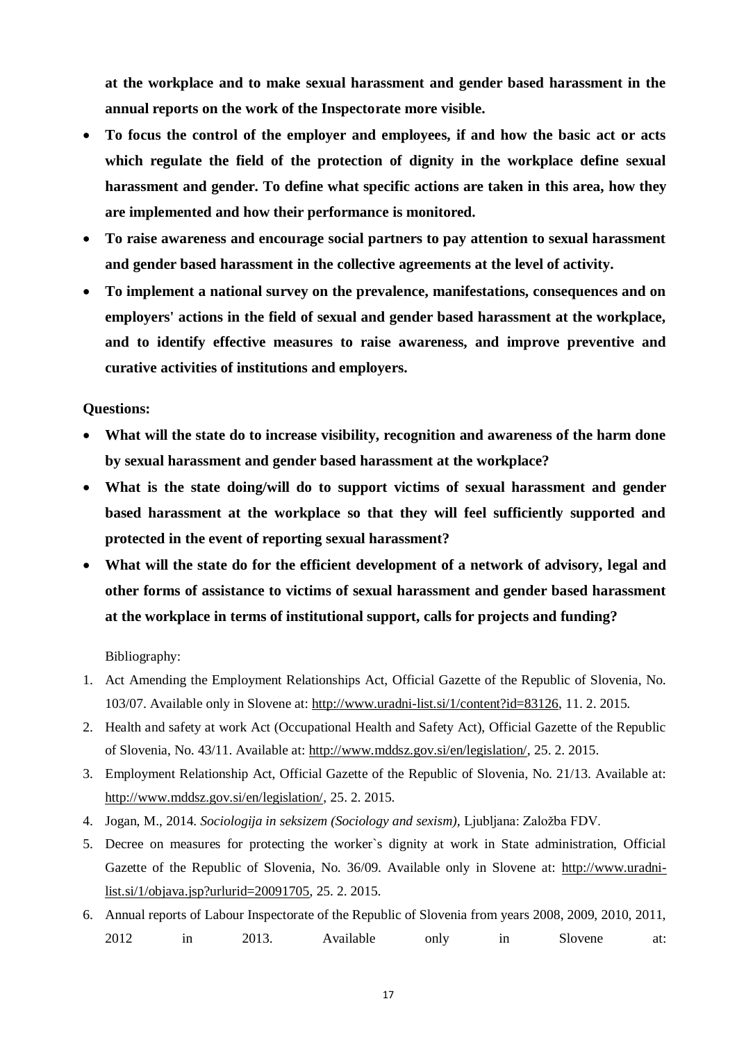**at the workplace and to make sexual harassment and gender based harassment in the annual reports on the work of the Inspectorate more visible.**

- **To focus the control of the employer and employees, if and how the basic act or acts which regulate the field of the protection of dignity in the workplace define sexual harassment and gender. To define what specific actions are taken in this area, how they are implemented and how their performance is monitored.**
- **To raise awareness and encourage social partners to pay attention to sexual harassment and gender based harassment in the collective agreements at the level of activity.**
- **To implement a national survey on the prevalence, manifestations, consequences and on employers' actions in the field of sexual and gender based harassment at the workplace, and to identify effective measures to raise awareness, and improve preventive and curative activities of institutions and employers.**

**Questions:**

- **What will the state do to increase visibility, recognition and awareness of the harm done by sexual harassment and gender based harassment at the workplace?**
- **What is the state doing/will do to support victims of sexual harassment and gender based harassment at the workplace so that they will feel sufficiently supported and protected in the event of reporting sexual harassment?**
- **What will the state do for the efficient development of a network of advisory, legal and other forms of assistance to victims of sexual harassment and gender based harassment at the workplace in terms of institutional support, calls for projects and funding?**

Bibliography:

1. Act Amending the Employment Relationships Act, Official Gazette of the Republic of Slovenia, No. 103/07. Available only in Slovene at: http://www.uradni-list.si/1/content?id=83126, 11. 2. 2015.
2. Health and safety at work Act (Occupational Health and Safety Act), Official Gazette of the Republic of Slovenia, No. 43/11. Available at: http://www.mddsz.gov.si/en/legislation/, 25. 2. 2015.
3. Employment Relationship Act, Official Gazette of the Republic of Slovenia, No. 21/13. Available at: http://www.mddsz.gov.si/en/legislation/, 25. 2. 2015.
4. Jogan, M., 2014. *Sociologija in seksizem (Sociology and sexism)*, Ljubljana: Založba FDV.
5. Decree on measures for protecting the worker`s dignity at work in State administration, Official Gazette of the Republic of Slovenia, No. 36/09. Available only in Slovene at: http://www.uradni-list.si/1/objava.jsp?urlurid=20091705, 25. 2. 2015.
6. Annual reports of Labour Inspectorate of the Republic of Slovenia from years 2008, 2009, 2010, 2011, 2012 in 2013. Available only in Slovene at: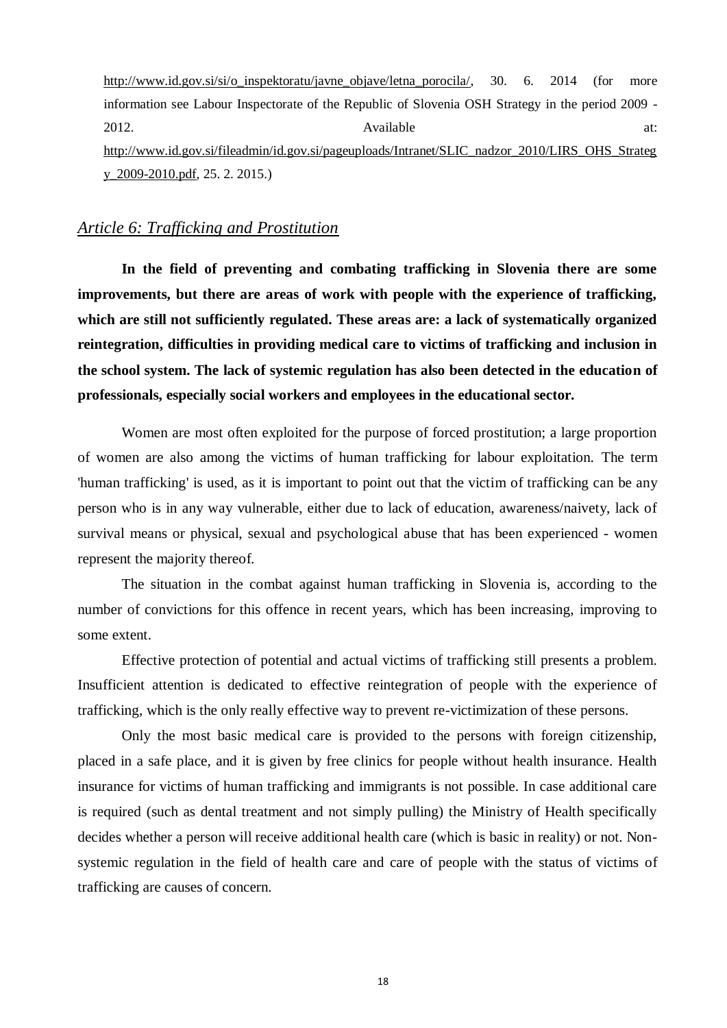http://www.id.gov.si/si/o_inspektoratu/javne_objave/letna_porocila/, 30. 6. 2014 (for more information see Labour Inspectorate of the Republic of Slovenia OSH Strategy in the period 2009 - 2012. Available at: http://www.id.gov.si/fileadmin/id.gov.si/pageuploads/Intranet/SLIC_nadzor_2010/LIRS_OHS_Strategy_2009-2010.pdf, 25. 2. 2015.)

## *Article 6: Trafficking and Prostitution*

**In the field of preventing and combating trafficking in Slovenia there are some improvements, but there are areas of work with people with the experience of trafficking, which are still not sufficiently regulated. These areas are: a lack of systematically organized reintegration, difficulties in providing medical care to victims of trafficking and inclusion in the school system. The lack of systemic regulation has also been detected in the education of professionals, especially social workers and employees in the educational sector.**

Women are most often exploited for the purpose of forced prostitution; a large proportion of women are also among the victims of human trafficking for labour exploitation. The term 'human trafficking' is used, as it is important to point out that the victim of trafficking can be any person who is in any way vulnerable, either due to lack of education, awareness/naivety, lack of survival means or physical, sexual and psychological abuse that has been experienced - women represent the majority thereof.

The situation in the combat against human trafficking in Slovenia is, according to the number of convictions for this offence in recent years, which has been increasing, improving to some extent.

Effective protection of potential and actual victims of trafficking still presents a problem. Insufficient attention is dedicated to effective reintegration of people with the experience of trafficking, which is the only really effective way to prevent re-victimization of these persons.

Only the most basic medical care is provided to the persons with foreign citizenship, placed in a safe place, and it is given by free clinics for people without health insurance. Health insurance for victims of human trafficking and immigrants is not possible. In case additional care is required (such as dental treatment and not simply pulling) the Ministry of Health specifically decides whether a person will receive additional health care (which is basic in reality) or not. Non-systemic regulation in the field of health care and care of people with the status of victims of trafficking are causes of concern.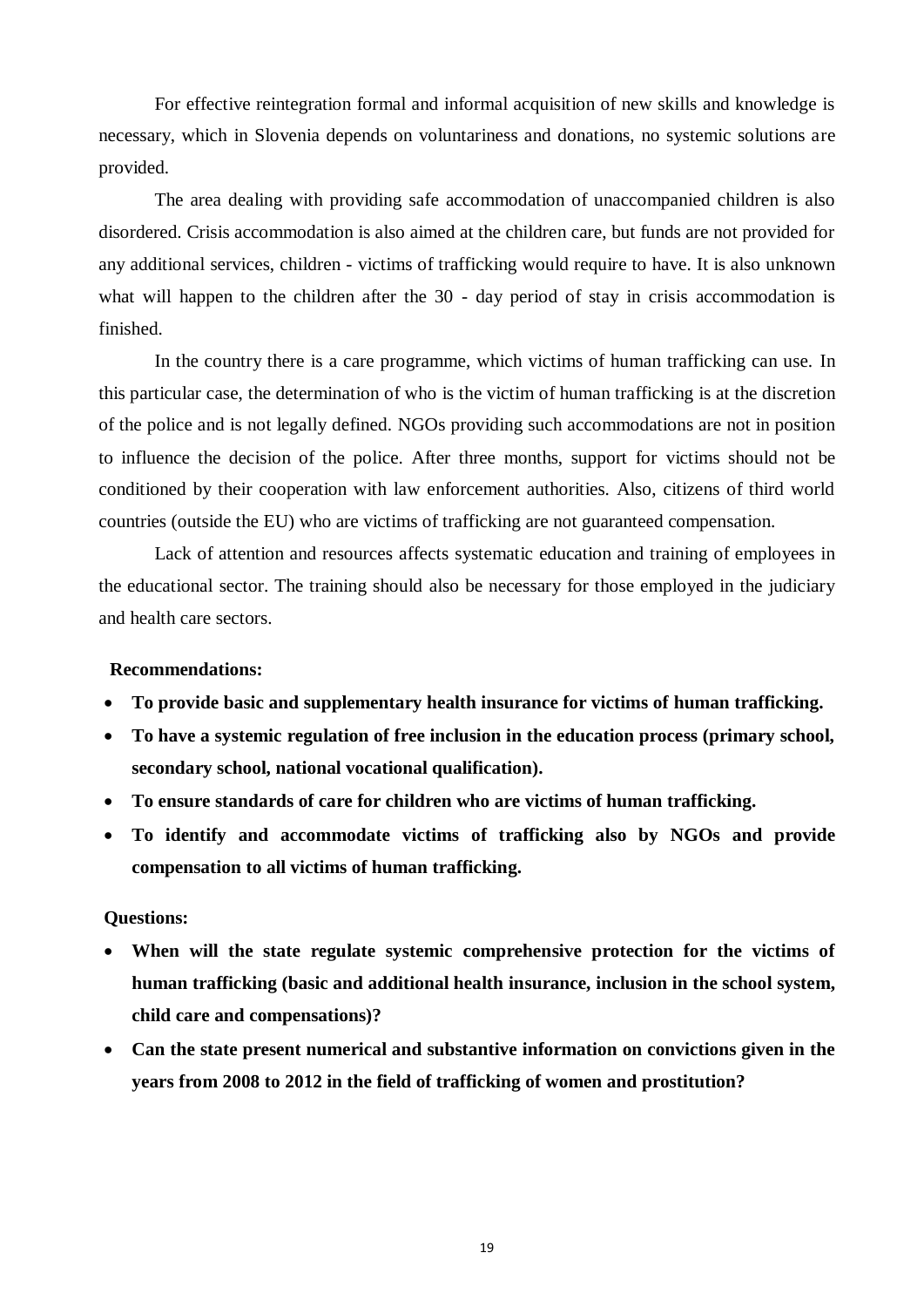For effective reintegration formal and informal acquisition of new skills and knowledge is necessary, which in Slovenia depends on voluntariness and donations, no systemic solutions are provided.

The area dealing with providing safe accommodation of unaccompanied children is also disordered. Crisis accommodation is also aimed at the children care, but funds are not provided for any additional services, children - victims of trafficking would require to have. It is also unknown what will happen to the children after the 30 - day period of stay in crisis accommodation is finished.

In the country there is a care programme, which victims of human trafficking can use. In this particular case, the determination of who is the victim of human trafficking is at the discretion of the police and is not legally defined. NGOs providing such accommodations are not in position to influence the decision of the police. After three months, support for victims should not be conditioned by their cooperation with law enforcement authorities. Also, citizens of third world countries (outside the EU) who are victims of trafficking are not guaranteed compensation.

Lack of attention and resources affects systematic education and training of employees in the educational sector. The training should also be necessary for those employed in the judiciary and health care sectors.

**Recommendations:**

- **To provide basic and supplementary health insurance for victims of human trafficking.**
- **To have a systemic regulation of free inclusion in the education process (primary school, secondary school, national vocational qualification).**
- **To ensure standards of care for children who are victims of human trafficking.**
- **To identify and accommodate victims of trafficking also by NGOs and provide compensation to all victims of human trafficking.**

**Questions:**

- **When will the state regulate systemic comprehensive protection for the victims of human trafficking (basic and additional health insurance, inclusion in the school system, child care and compensations)?**
- **Can the state present numerical and substantive information on convictions given in the years from 2008 to 2012 in the field of trafficking of women and prostitution?**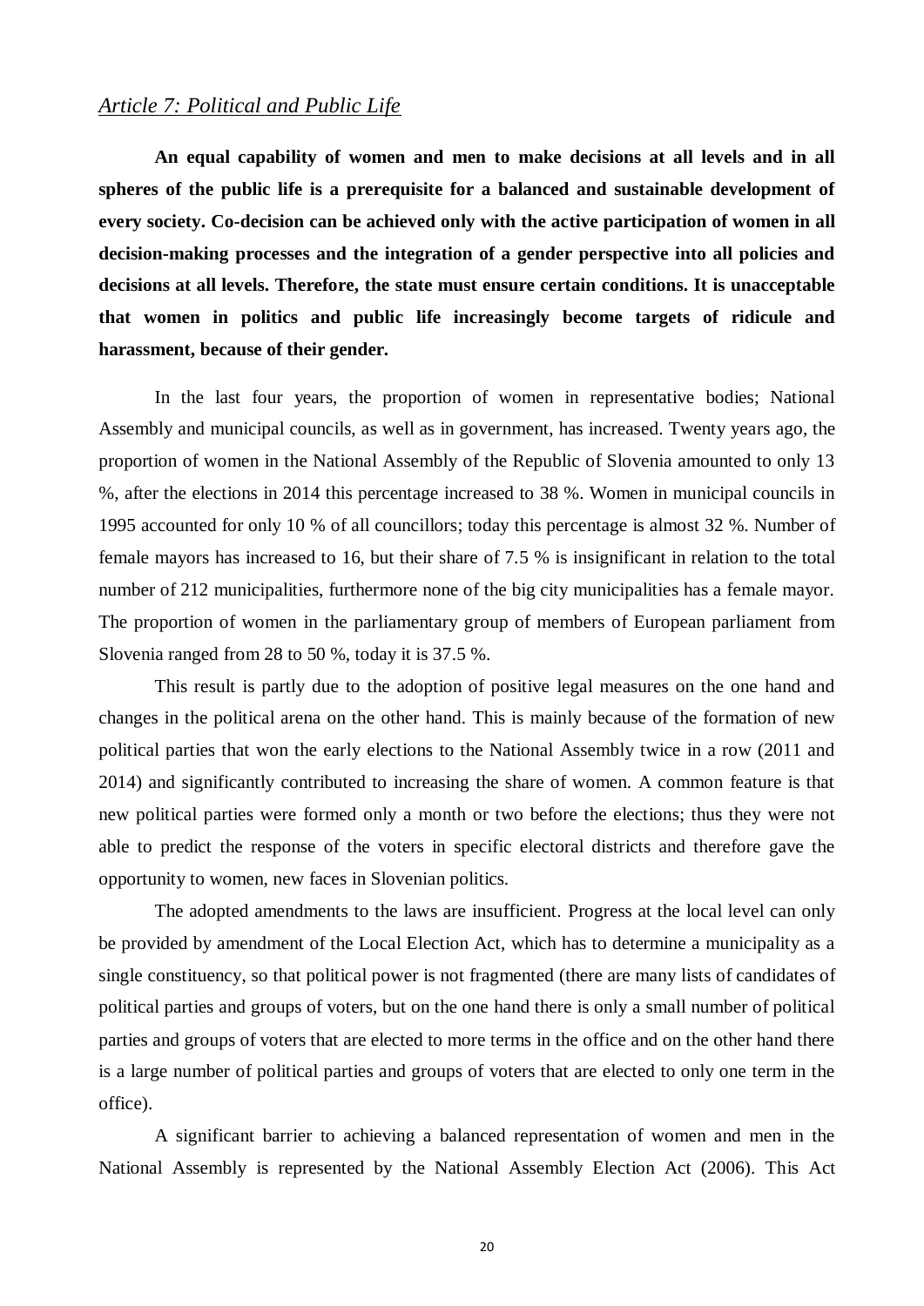*Article 7: Political and Public Life*

**An equal capability of women and men to make decisions at all levels and in all spheres of the public life is a prerequisite for a balanced and sustainable development of every society. Co-decision can be achieved only with the active participation of women in all decision-making processes and the integration of a gender perspective into all policies and decisions at all levels. Therefore, the state must ensure certain conditions. It is unacceptable that women in politics and public life increasingly become targets of ridicule and harassment, because of their gender.**

In the last four years, the proportion of women in representative bodies; National Assembly and municipal councils, as well as in government, has increased. Twenty years ago, the proportion of women in the National Assembly of the Republic of Slovenia amounted to only 13 %, after the elections in 2014 this percentage increased to 38 %. Women in municipal councils in 1995 accounted for only 10 % of all councillors; today this percentage is almost 32 %. Number of female mayors has increased to 16, but their share of 7.5 % is insignificant in relation to the total number of 212 municipalities, furthermore none of the big city municipalities has a female mayor. The proportion of women in the parliamentary group of members of European parliament from Slovenia ranged from 28 to 50 %, today it is 37.5 %.

This result is partly due to the adoption of positive legal measures on the one hand and changes in the political arena on the other hand. This is mainly because of the formation of new political parties that won the early elections to the National Assembly twice in a row (2011 and 2014) and significantly contributed to increasing the share of women. A common feature is that new political parties were formed only a month or two before the elections; thus they were not able to predict the response of the voters in specific electoral districts and therefore gave the opportunity to women, new faces in Slovenian politics.

The adopted amendments to the laws are insufficient. Progress at the local level can only be provided by amendment of the Local Election Act, which has to determine a municipality as a single constituency, so that political power is not fragmented (there are many lists of candidates of political parties and groups of voters, but on the one hand there is only a small number of political parties and groups of voters that are elected to more terms in the office and on the other hand there is a large number of political parties and groups of voters that are elected to only one term in the office).

A significant barrier to achieving a balanced representation of women and men in the National Assembly is represented by the National Assembly Election Act (2006). This Act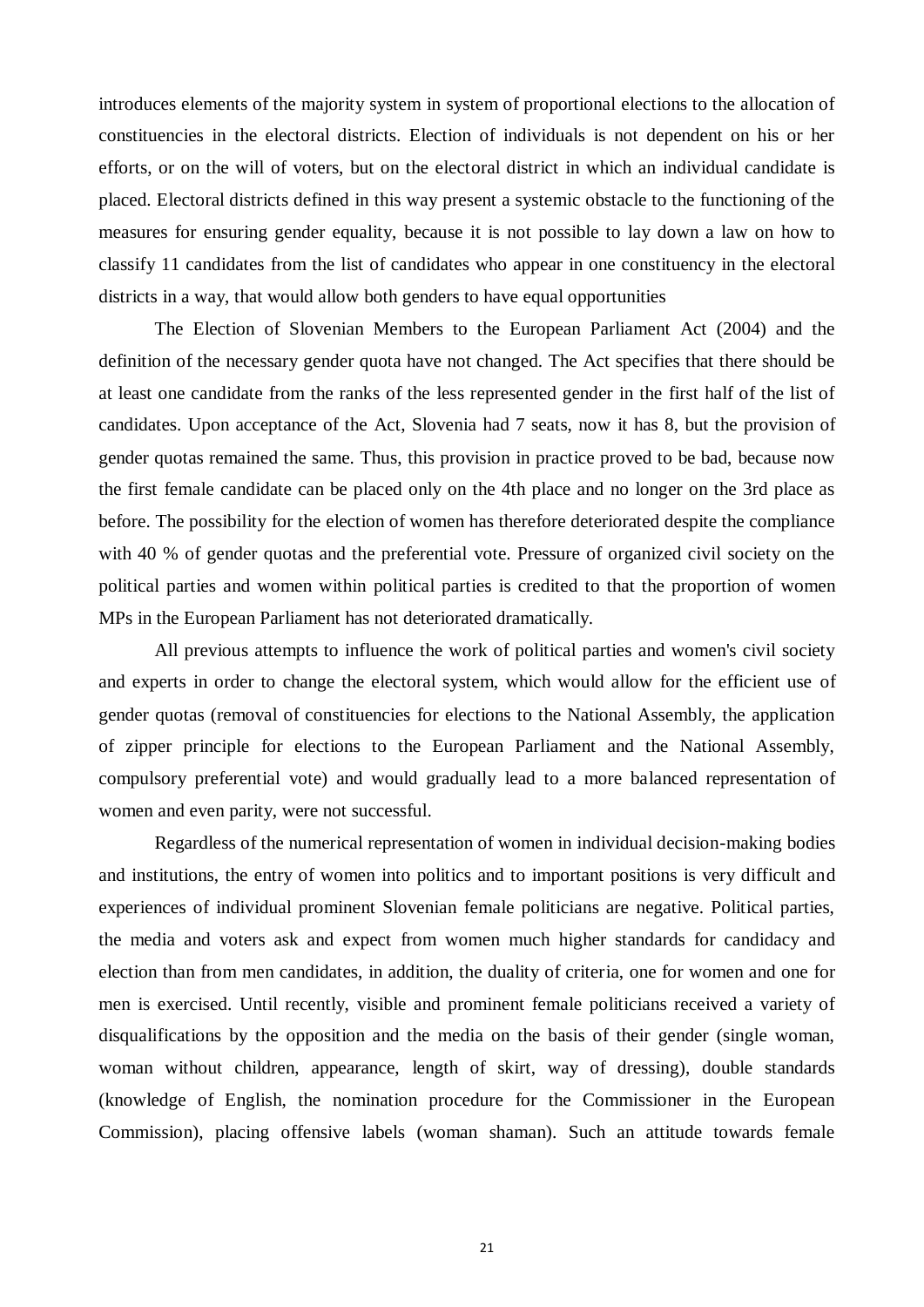introduces elements of the majority system in system of proportional elections to the allocation of constituencies in the electoral districts. Election of individuals is not dependent on his or her efforts, or on the will of voters, but on the electoral district in which an individual candidate is placed. Electoral districts defined in this way present a systemic obstacle to the functioning of the measures for ensuring gender equality, because it is not possible to lay down a law on how to classify 11 candidates from the list of candidates who appear in one constituency in the electoral districts in a way, that would allow both genders to have equal opportunities

The Election of Slovenian Members to the European Parliament Act (2004) and the definition of the necessary gender quota have not changed. The Act specifies that there should be at least one candidate from the ranks of the less represented gender in the first half of the list of candidates. Upon acceptance of the Act, Slovenia had 7 seats, now it has 8, but the provision of gender quotas remained the same. Thus, this provision in practice proved to be bad, because now the first female candidate can be placed only on the 4th place and no longer on the 3rd place as before. The possibility for the election of women has therefore deteriorated despite the compliance with 40 % of gender quotas and the preferential vote. Pressure of organized civil society on the political parties and women within political parties is credited to that the proportion of women MPs in the European Parliament has not deteriorated dramatically.

All previous attempts to influence the work of political parties and women's civil society and experts in order to change the electoral system, which would allow for the efficient use of gender quotas (removal of constituencies for elections to the National Assembly, the application of zipper principle for elections to the European Parliament and the National Assembly, compulsory preferential vote) and would gradually lead to a more balanced representation of women and even parity, were not successful.

Regardless of the numerical representation of women in individual decision-making bodies and institutions, the entry of women into politics and to important positions is very difficult and experiences of individual prominent Slovenian female politicians are negative. Political parties, the media and voters ask and expect from women much higher standards for candidacy and election than from men candidates, in addition, the duality of criteria, one for women and one for men is exercised. Until recently, visible and prominent female politicians received a variety of disqualifications by the opposition and the media on the basis of their gender (single woman, woman without children, appearance, length of skirt, way of dressing), double standards (knowledge of English, the nomination procedure for the Commissioner in the European Commission), placing offensive labels (woman shaman). Such an attitude towards female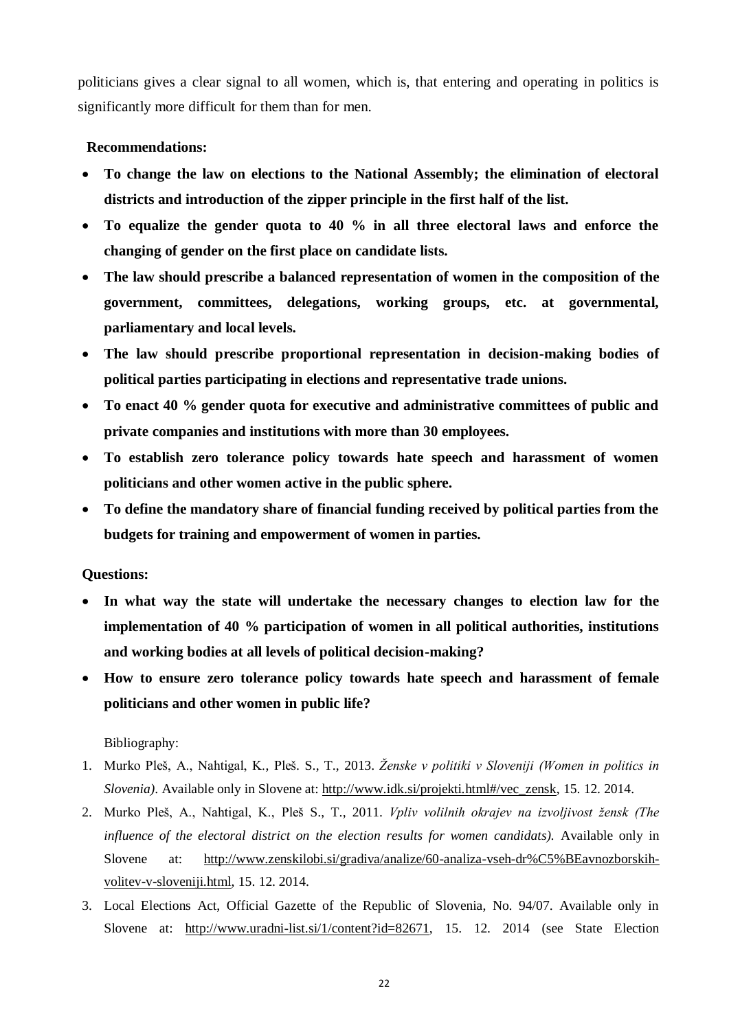politicians gives a clear signal to all women, which is, that entering and operating in politics is significantly more difficult for them than for men.

**Recommendations:**

- **To change the law on elections to the National Assembly; the elimination of electoral districts and introduction of the zipper principle in the first half of the list.**
- **To equalize the gender quota to 40 % in all three electoral laws and enforce the changing of gender on the first place on candidate lists.**
- **The law should prescribe a balanced representation of women in the composition of the government, committees, delegations, working groups, etc. at governmental, parliamentary and local levels.**
- **The law should prescribe proportional representation in decision-making bodies of political parties participating in elections and representative trade unions.**
- **To enact 40 % gender quota for executive and administrative committees of public and private companies and institutions with more than 30 employees.**
- **To establish zero tolerance policy towards hate speech and harassment of women politicians and other women active in the public sphere.**
- **To define the mandatory share of financial funding received by political parties from the budgets for training and empowerment of women in parties.**

**Questions:**

- **In what way the state will undertake the necessary changes to election law for the implementation of 40 % participation of women in all political authorities, institutions and working bodies at all levels of political decision-making?**
- **How to ensure zero tolerance policy towards hate speech and harassment of female politicians and other women in public life?**

Bibliography:

1. Murko Pleš, A., Nahtigal, K., Pleš. S., T., 2013. *Ženske v politiki v Sloveniji (Women in politics in Slovenia)*. Available only in Slovene at: http://www.idk.si/projekti.html#/vec_zensk, 15. 12. 2014.
2. Murko Pleš, A., Nahtigal, K., Pleš S., T., 2011. *Vpliv volilnih okrajev na izvoljivost žensk (The influence of the electoral district on the election results for women candidats).* Available only in Slovene at: http://www.zenskilobi.si/gradiva/analize/60-analiza-vseh-dr%C5%BEavnozborskih-volitev-v-sloveniji.html, 15. 12. 2014.
3. Local Elections Act, Official Gazette of the Republic of Slovenia, No. 94/07. Available only in Slovene at: http://www.uradni-list.si/1/content?id=82671, 15. 12. 2014 (see State Election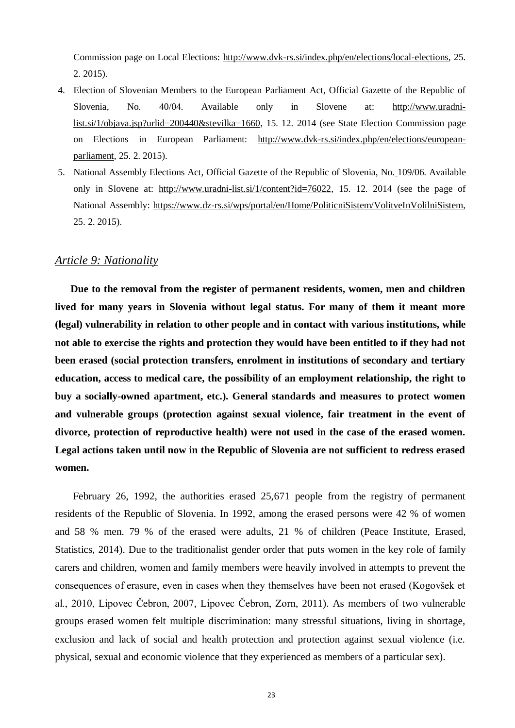Commission page on Local Elections: http://www.dvk-rs.si/index.php/en/elections/local-elections, 25. 2. 2015).

4. Election of Slovenian Members to the European Parliament Act, Official Gazette of the Republic of Slovenia, No. 40/04. Available only in Slovene at: http://www.uradni-list.si/1/objava.jsp?urlid=200440&stevilka=1660, 15. 12. 2014 (see State Election Commission page on Elections in European Parliament: http://www.dvk-rs.si/index.php/en/elections/european-parliament, 25. 2. 2015).
5. National Assembly Elections Act, Official Gazette of the Republic of Slovenia, No. 109/06. Available only in Slovene at: http://www.uradni-list.si/1/content?id=76022, 15. 12. 2014 (see the page of National Assembly: https://www.dz-rs.si/wps/portal/en/Home/PoliticniSistem/VolitveInVolilniSistem, 25. 2. 2015).

## *Article 9: Nationality*

**Due to the removal from the register of permanent residents, women, men and children lived for many years in Slovenia without legal status. For many of them it meant more (legal) vulnerability in relation to other people and in contact with various institutions, while not able to exercise the rights and protection they would have been entitled to if they had not been erased (social protection transfers, enrolment in institutions of secondary and tertiary education, access to medical care, the possibility of an employment relationship, the right to buy a socially-owned apartment, etc.). General standards and measures to protect women and vulnerable groups (protection against sexual violence, fair treatment in the event of divorce, protection of reproductive health) were not used in the case of the erased women. Legal actions taken until now in the Republic of Slovenia are not sufficient to redress erased women.**

February 26, 1992, the authorities erased 25,671 people from the registry of permanent residents of the Republic of Slovenia. In 1992, among the erased persons were 42 % of women and 58 % men. 79 % of the erased were adults, 21 % of children (Peace Institute, Erased, Statistics, 2014). Due to the traditionalist gender order that puts women in the key role of family carers and children, women and family members were heavily involved in attempts to prevent the consequences of erasure, even in cases when they themselves have been not erased (Kogovšek et al., 2010, Lipovec Čebron, 2007, Lipovec Čebron, Zorn, 2011). As members of two vulnerable groups erased women felt multiple discrimination: many stressful situations, living in shortage, exclusion and lack of social and health protection and protection against sexual violence (i.e. physical, sexual and economic violence that they experienced as members of a particular sex).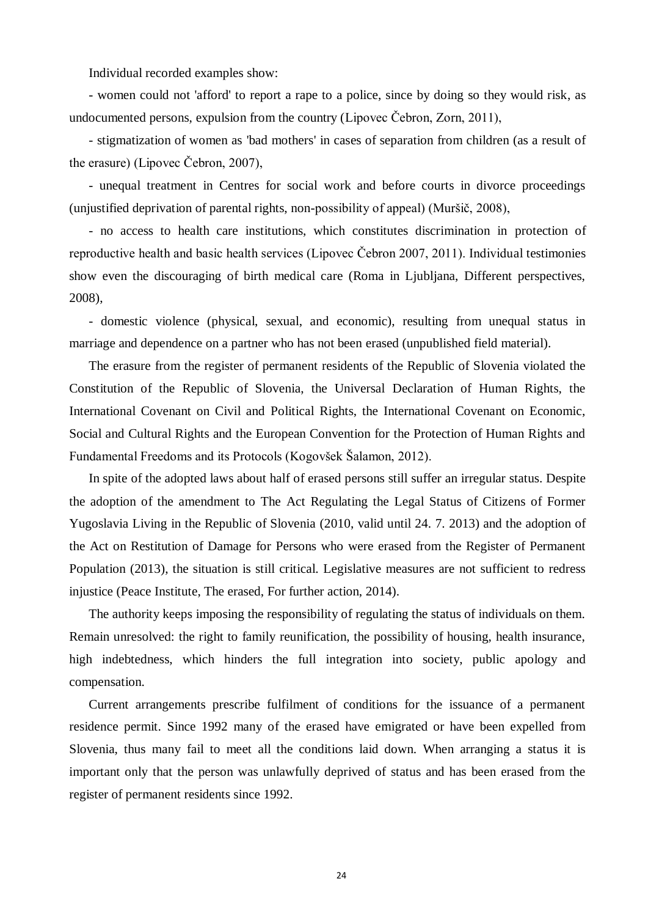Individual recorded examples show:

- women could not 'afford' to report a rape to a police, since by doing so they would risk, as undocumented persons, expulsion from the country (Lipovec Čebron, Zorn, 2011),

- stigmatization of women as 'bad mothers' in cases of separation from children (as a result of the erasure) (Lipovec Čebron, 2007),

- unequal treatment in Centres for social work and before courts in divorce proceedings (unjustified deprivation of parental rights, non-possibility of appeal) (Muršič, 2008),

- no access to health care institutions, which constitutes discrimination in protection of reproductive health and basic health services (Lipovec Čebron 2007, 2011). Individual testimonies show even the discouraging of birth medical care (Roma in Ljubljana, Different perspectives, 2008),

- domestic violence (physical, sexual, and economic), resulting from unequal status in marriage and dependence on a partner who has not been erased (unpublished field material).

The erasure from the register of permanent residents of the Republic of Slovenia violated the Constitution of the Republic of Slovenia, the Universal Declaration of Human Rights, the International Covenant on Civil and Political Rights, the International Covenant on Economic, Social and Cultural Rights and the European Convention for the Protection of Human Rights and Fundamental Freedoms and its Protocols (Kogovšek Šalamon, 2012).

In spite of the adopted laws about half of erased persons still suffer an irregular status. Despite the adoption of the amendment to The Act Regulating the Legal Status of Citizens of Former Yugoslavia Living in the Republic of Slovenia (2010, valid until 24. 7. 2013) and the adoption of the Act on Restitution of Damage for Persons who were erased from the Register of Permanent Population (2013), the situation is still critical. Legislative measures are not sufficient to redress injustice (Peace Institute, The erased, For further action, 2014).

The authority keeps imposing the responsibility of regulating the status of individuals on them. Remain unresolved: the right to family reunification, the possibility of housing, health insurance, high indebtedness, which hinders the full integration into society, public apology and compensation.

Current arrangements prescribe fulfilment of conditions for the issuance of a permanent residence permit. Since 1992 many of the erased have emigrated or have been expelled from Slovenia, thus many fail to meet all the conditions laid down. When arranging a status it is important only that the person was unlawfully deprived of status and has been erased from the register of permanent residents since 1992.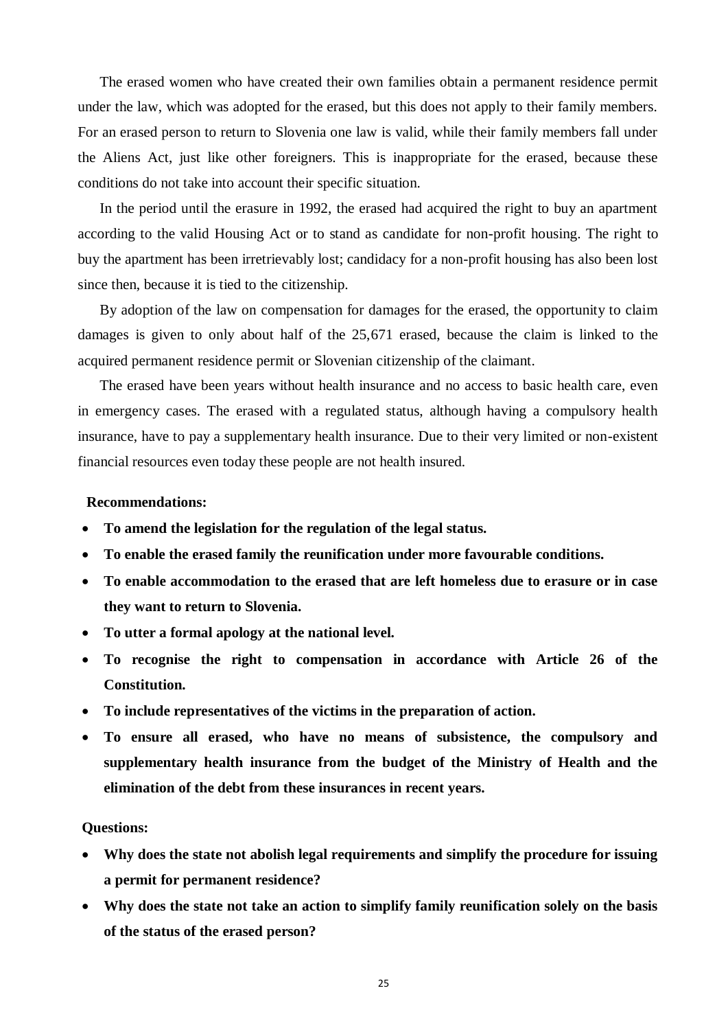The erased women who have created their own families obtain a permanent residence permit under the law, which was adopted for the erased, but this does not apply to their family members. For an erased person to return to Slovenia one law is valid, while their family members fall under the Aliens Act, just like other foreigners. This is inappropriate for the erased, because these conditions do not take into account their specific situation.

In the period until the erasure in 1992, the erased had acquired the right to buy an apartment according to the valid Housing Act or to stand as candidate for non-profit housing. The right to buy the apartment has been irretrievably lost; candidacy for a non-profit housing has also been lost since then, because it is tied to the citizenship.

By adoption of the law on compensation for damages for the erased, the opportunity to claim damages is given to only about half of the 25,671 erased, because the claim is linked to the acquired permanent residence permit or Slovenian citizenship of the claimant.

The erased have been years without health insurance and no access to basic health care, even in emergency cases. The erased with a regulated status, although having a compulsory health insurance, have to pay a supplementary health insurance. Due to their very limited or non-existent financial resources even today these people are not health insured.

**Recommendations:**

- **To amend the legislation for the regulation of the legal status.**
- **To enable the erased family the reunification under more favourable conditions.**
- **To enable accommodation to the erased that are left homeless due to erasure or in case they want to return to Slovenia.**
- **To utter a formal apology at the national level.**
- **To recognise the right to compensation in accordance with Article 26 of the Constitution.**
- **To include representatives of the victims in the preparation of action.**
- **To ensure all erased, who have no means of subsistence, the compulsory and supplementary health insurance from the budget of the Ministry of Health and the elimination of the debt from these insurances in recent years.**

**Questions:**

- **Why does the state not abolish legal requirements and simplify the procedure for issuing a permit for permanent residence?**
- **Why does the state not take an action to simplify family reunification solely on the basis of the status of the erased person?**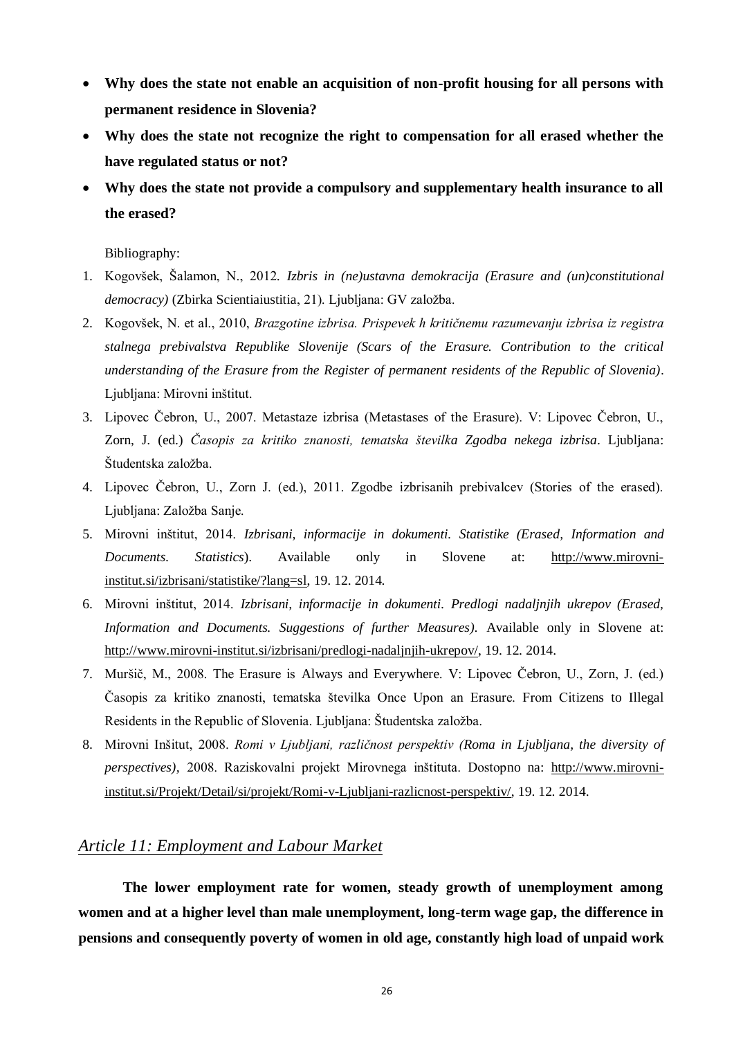- **Why does the state not enable an acquisition of non-profit housing for all persons with permanent residence in Slovenia?**
- **Why does the state not recognize the right to compensation for all erased whether the have regulated status or not?**
- **Why does the state not provide a compulsory and supplementary health insurance to all the erased?**

Bibliography:

1. Kogovšek, Šalamon, N., 2012. *Izbris in (ne)ustavna demokracija (Erasure and (un)constitutional democracy)* (Zbirka Scientiaiustitia, 21). Ljubljana: GV založba.
2. Kogovšek, N. et al., 2010, *Brazgotine izbrisa. Prispevek h kritičnemu razumevanju izbrisa iz registra stalnega prebivalstva Republike Slovenije (Scars of the Erasure. Contribution to the critical understanding of the Erasure from the Register of permanent residents of the Republic of Slovenia)*. Ljubljana: Mirovni inštitut.
3. Lipovec Čebron, U., 2007. Metastaze izbrisa (Metastases of the Erasure). V: Lipovec Čebron, U., Zorn, J. (ed.) *Časopis za kritiko znanosti, tematska številka Zgodba nekega izbrisa*. Ljubljana: Študentska založba.
4. Lipovec Čebron, U., Zorn J. (ed.), 2011. Zgodbe izbrisanih prebivalcev (Stories of the erased). Ljubljana: Založba Sanje.
5. Mirovni inštitut, 2014. *Izbrisani, informacije in dokumenti. Statistike (Erased, Information and Documents. Statistics*). Available only in Slovene at: http://www.mirovni-institut.si/izbrisani/statistike/?lang=sl, 19. 12. 2014.
6. Mirovni inštitut, 2014. *Izbrisani, informacije in dokumenti. Predlogi nadaljnjih ukrepov (Erased, Information and Documents. Suggestions of further Measures)*. Available only in Slovene at: http://www.mirovni-institut.si/izbrisani/predlogi-nadaljnjih-ukrepov/, 19. 12. 2014.
7. Muršič, M., 2008. The Erasure is Always and Everywhere. V: Lipovec Čebron, U., Zorn, J. (ed.) Časopis za kritiko znanosti, tematska številka Once Upon an Erasure. From Citizens to Illegal Residents in the Republic of Slovenia. Ljubljana: Študentska založba.
8. Mirovni Inšitut, 2008. *Romi v Ljubljani, različnost perspektiv (Roma in Ljubljana, the diversity of perspectives)*, 2008. Raziskovalni projekt Mirovnega inštituta. Dostopno na: http://www.mirovni-institut.si/Projekt/Detail/si/projekt/Romi-v-Ljubljani-razlicnost-perspektiv/, 19. 12. 2014.

## *Article 11: Employment and Labour Market*

**The lower employment rate for women, steady growth of unemployment among women and at a higher level than male unemployment, long-term wage gap, the difference in pensions and consequently poverty of women in old age, constantly high load of unpaid work**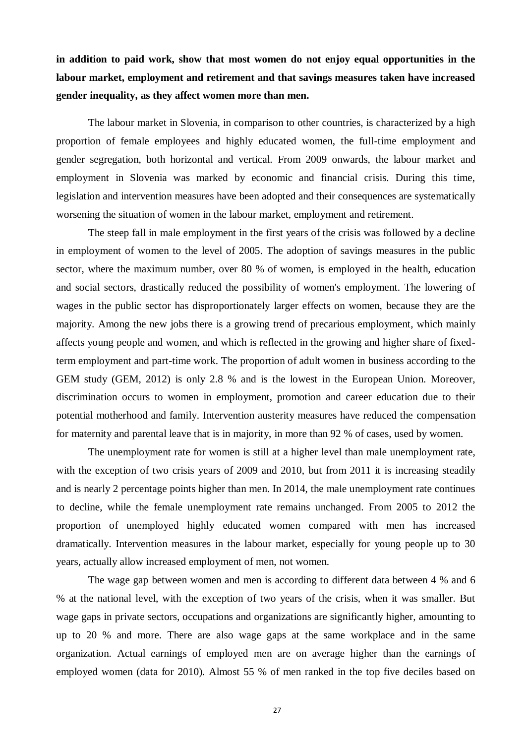**in addition to paid work, show that most women do not enjoy equal opportunities in the labour market, employment and retirement and that savings measures taken have increased gender inequality, as they affect women more than men.**

The labour market in Slovenia, in comparison to other countries, is characterized by a high proportion of female employees and highly educated women, the full-time employment and gender segregation, both horizontal and vertical. From 2009 onwards, the labour market and employment in Slovenia was marked by economic and financial crisis. During this time, legislation and intervention measures have been adopted and their consequences are systematically worsening the situation of women in the labour market, employment and retirement.

The steep fall in male employment in the first years of the crisis was followed by a decline in employment of women to the level of 2005. The adoption of savings measures in the public sector, where the maximum number, over 80 % of women, is employed in the health, education and social sectors, drastically reduced the possibility of women's employment. The lowering of wages in the public sector has disproportionately larger effects on women, because they are the majority. Among the new jobs there is a growing trend of precarious employment, which mainly affects young people and women, and which is reflected in the growing and higher share of fixed-term employment and part-time work. The proportion of adult women in business according to the GEM study (GEM, 2012) is only 2.8 % and is the lowest in the European Union. Moreover, discrimination occurs to women in employment, promotion and career education due to their potential motherhood and family. Intervention austerity measures have reduced the compensation for maternity and parental leave that is in majority, in more than 92 % of cases, used by women.

The unemployment rate for women is still at a higher level than male unemployment rate, with the exception of two crisis years of 2009 and 2010, but from 2011 it is increasing steadily and is nearly 2 percentage points higher than men. In 2014, the male unemployment rate continues to decline, while the female unemployment rate remains unchanged. From 2005 to 2012 the proportion of unemployed highly educated women compared with men has increased dramatically. Intervention measures in the labour market, especially for young people up to 30 years, actually allow increased employment of men, not women.

The wage gap between women and men is according to different data between 4 % and 6 % at the national level, with the exception of two years of the crisis, when it was smaller. But wage gaps in private sectors, occupations and organizations are significantly higher, amounting to up to 20 % and more. There are also wage gaps at the same workplace and in the same organization. Actual earnings of employed men are on average higher than the earnings of employed women (data for 2010). Almost 55 % of men ranked in the top five deciles based on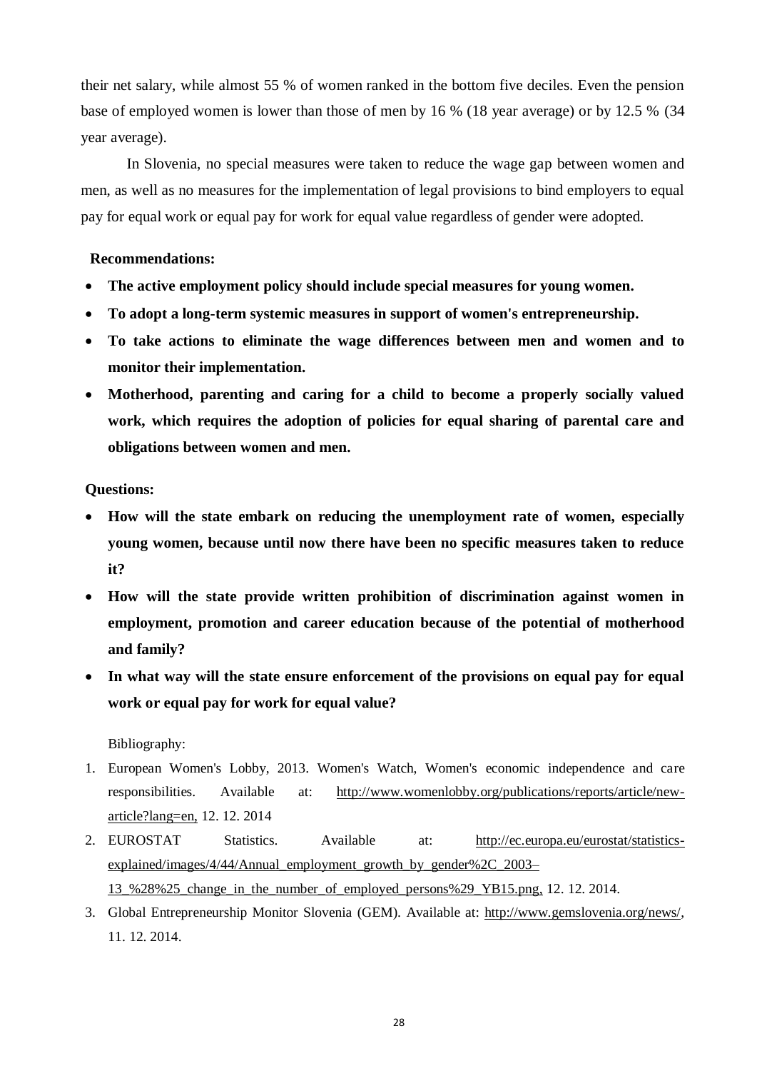their net salary, while almost 55 % of women ranked in the bottom five deciles. Even the pension base of employed women is lower than those of men by 16 % (18 year average) or by 12.5 % (34 year average).

In Slovenia, no special measures were taken to reduce the wage gap between women and men, as well as no measures for the implementation of legal provisions to bind employers to equal pay for equal work or equal pay for work for equal value regardless of gender were adopted.

**Recommendations:**

- **The active employment policy should include special measures for young women.**
- **To adopt a long-term systemic measures in support of women's entrepreneurship.**
- **To take actions to eliminate the wage differences between men and women and to monitor their implementation.**
- **Motherhood, parenting and caring for a child to become a properly socially valued work, which requires the adoption of policies for equal sharing of parental care and obligations between women and men.**

**Questions:**

- **How will the state embark on reducing the unemployment rate of women, especially young women, because until now there have been no specific measures taken to reduce it?**
- **How will the state provide written prohibition of discrimination against women in employment, promotion and career education because of the potential of motherhood and family?**
- **In what way will the state ensure enforcement of the provisions on equal pay for equal work or equal pay for work for equal value?**

Bibliography:

1. European Women's Lobby, 2013. Women's Watch, Women's economic independence and care responsibilities. Available at: http://www.womenlobby.org/publications/reports/article/new-article?lang=en, 12. 12. 2014
2. EUROSTAT Statistics. Available at: http://ec.europa.eu/eurostat/statistics-explained/images/4/44/Annual_employment_growth_by_gender%2C_2003–13_%28%25_change_in_the_number_of_employed_persons%29_YB15.png, 12. 12. 2014.
3. Global Entrepreneurship Monitor Slovenia (GEM). Available at: http://www.gemslovenia.org/news/, 11. 12. 2014.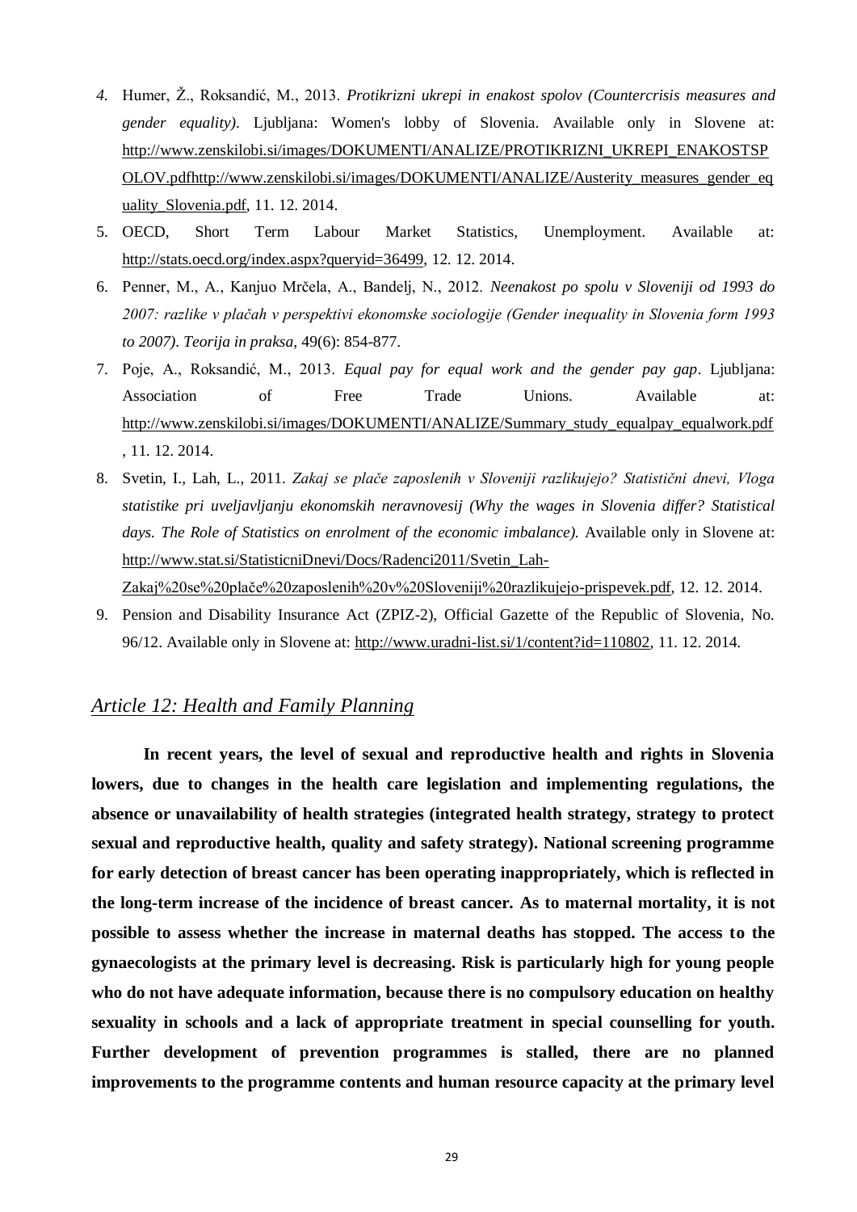4. Humer, Ž., Roksandić, M., 2013. *Protikrizni ukrepi in enakost spolov (Countercrisis measures and gender equality)*. Ljubljana: Women's lobby of Slovenia. Available only in Slovene at: http://www.zenskilobi.si/images/DOKUMENTI/ANALIZE/PROTIKRIZNI_UKREPI_ENAKOSTSPOLOV.pdfhttp://www.zenskilobi.si/images/DOKUMENTI/ANALIZE/Austerity_measures_gender_equality_Slovenia.pdf, 11. 12. 2014.
5. OECD, Short Term Labour Market Statistics, Unemployment. Available at: http://stats.oecd.org/index.aspx?queryid=36499, 12. 12. 2014.
6. Penner, M., A., Kanjuo Mrčela, A., Bandelj, N., 2012. *Neenakost po spolu v Sloveniji od 1993 do 2007: razlike v plačah v perspektivi ekonomske sociologije (Gender inequality in Slovenia form 1993 to 2007)*. *Teorija in praksa*, 49(6): 854-877.
7. Poje, A., Roksandić, M., 2013. *Equal pay for equal work and the gender pay gap*. Ljubljana: Association of Free Trade Unions. Available at: http://www.zenskilobi.si/images/DOKUMENTI/ANALIZE/Summary_study_equalpay_equalwork.pdf, 11. 12. 2014.
8. Svetin, I., Lah, L., 2011. *Zakaj se plače zaposlenih v Sloveniji razlikujejo? Statistični dnevi, Vloga statistike pri uveljavljanju ekonomskih neravnovesij (Why the wages in Slovenia differ? Statistical days. The Role of Statistics on enrolment of the economic imbalance).* Available only in Slovene at: http://www.stat.si/StatisticniDnevi/Docs/Radenci2011/Svetin_Lah-Zakaj%20se%20plače%20zaposlenih%20v%20Sloveniji%20razlikujejo-prispevek.pdf, 12. 12. 2014.
9. Pension and Disability Insurance Act (ZPIZ-2), Official Gazette of the Republic of Slovenia, No. 96/12. Available only in Slovene at: http://www.uradni-list.si/1/content?id=110802, 11. 12. 2014.

## *Article 12: Health and Family Planning*

**In recent years, the level of sexual and reproductive health and rights in Slovenia lowers, due to changes in the health care legislation and implementing regulations, the absence or unavailability of health strategies (integrated health strategy, strategy to protect sexual and reproductive health, quality and safety strategy). National screening programme for early detection of breast cancer has been operating inappropriately, which is reflected in the long-term increase of the incidence of breast cancer. As to maternal mortality, it is not possible to assess whether the increase in maternal deaths has stopped. The access to the gynaecologists at the primary level is decreasing. Risk is particularly high for young people who do not have adequate information, because there is no compulsory education on healthy sexuality in schools and a lack of appropriate treatment in special counselling for youth. Further development of prevention programmes is stalled, there are no planned improvements to the programme contents and human resource capacity at the primary level**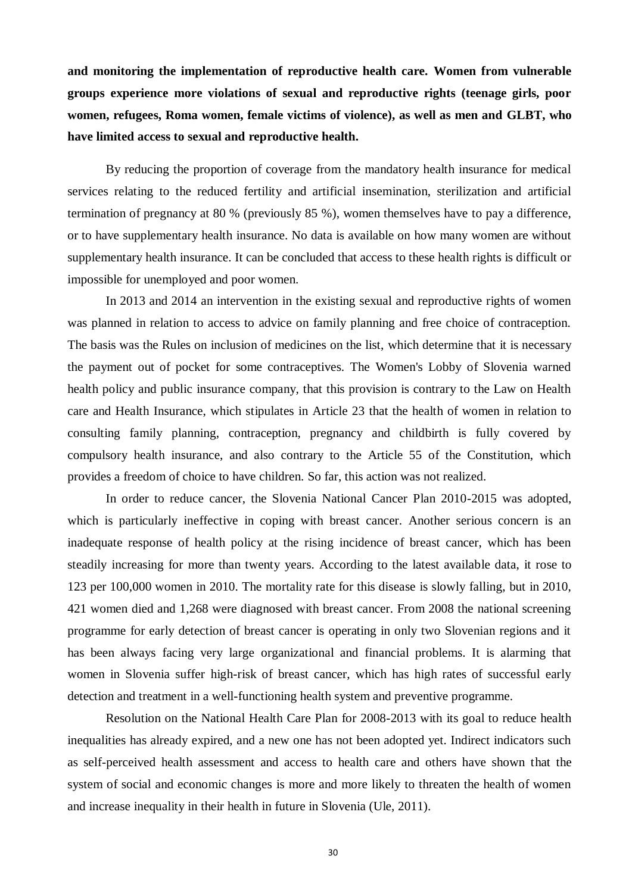**and monitoring the implementation of reproductive health care. Women from vulnerable groups experience more violations of sexual and reproductive rights (teenage girls, poor women, refugees, Roma women, female victims of violence), as well as men and GLBT, who have limited access to sexual and reproductive health.**

By reducing the proportion of coverage from the mandatory health insurance for medical services relating to the reduced fertility and artificial insemination, sterilization and artificial termination of pregnancy at 80 % (previously 85 %), women themselves have to pay a difference, or to have supplementary health insurance. No data is available on how many women are without supplementary health insurance. It can be concluded that access to these health rights is difficult or impossible for unemployed and poor women.

In 2013 and 2014 an intervention in the existing sexual and reproductive rights of women was planned in relation to access to advice on family planning and free choice of contraception. The basis was the Rules on inclusion of medicines on the list, which determine that it is necessary the payment out of pocket for some contraceptives. The Women's Lobby of Slovenia warned health policy and public insurance company, that this provision is contrary to the Law on Health care and Health Insurance, which stipulates in Article 23 that the health of women in relation to consulting family planning, contraception, pregnancy and childbirth is fully covered by compulsory health insurance, and also contrary to the Article 55 of the Constitution, which provides a freedom of choice to have children. So far, this action was not realized.

In order to reduce cancer, the Slovenia National Cancer Plan 2010-2015 was adopted, which is particularly ineffective in coping with breast cancer. Another serious concern is an inadequate response of health policy at the rising incidence of breast cancer, which has been steadily increasing for more than twenty years. According to the latest available data, it rose to 123 per 100,000 women in 2010. The mortality rate for this disease is slowly falling, but in 2010, 421 women died and 1,268 were diagnosed with breast cancer. From 2008 the national screening programme for early detection of breast cancer is operating in only two Slovenian regions and it has been always facing very large organizational and financial problems. It is alarming that women in Slovenia suffer high-risk of breast cancer, which has high rates of successful early detection and treatment in a well-functioning health system and preventive programme.

Resolution on the National Health Care Plan for 2008-2013 with its goal to reduce health inequalities has already expired, and a new one has not been adopted yet. Indirect indicators such as self-perceived health assessment and access to health care and others have shown that the system of social and economic changes is more and more likely to threaten the health of women and increase inequality in their health in future in Slovenia (Ule, 2011).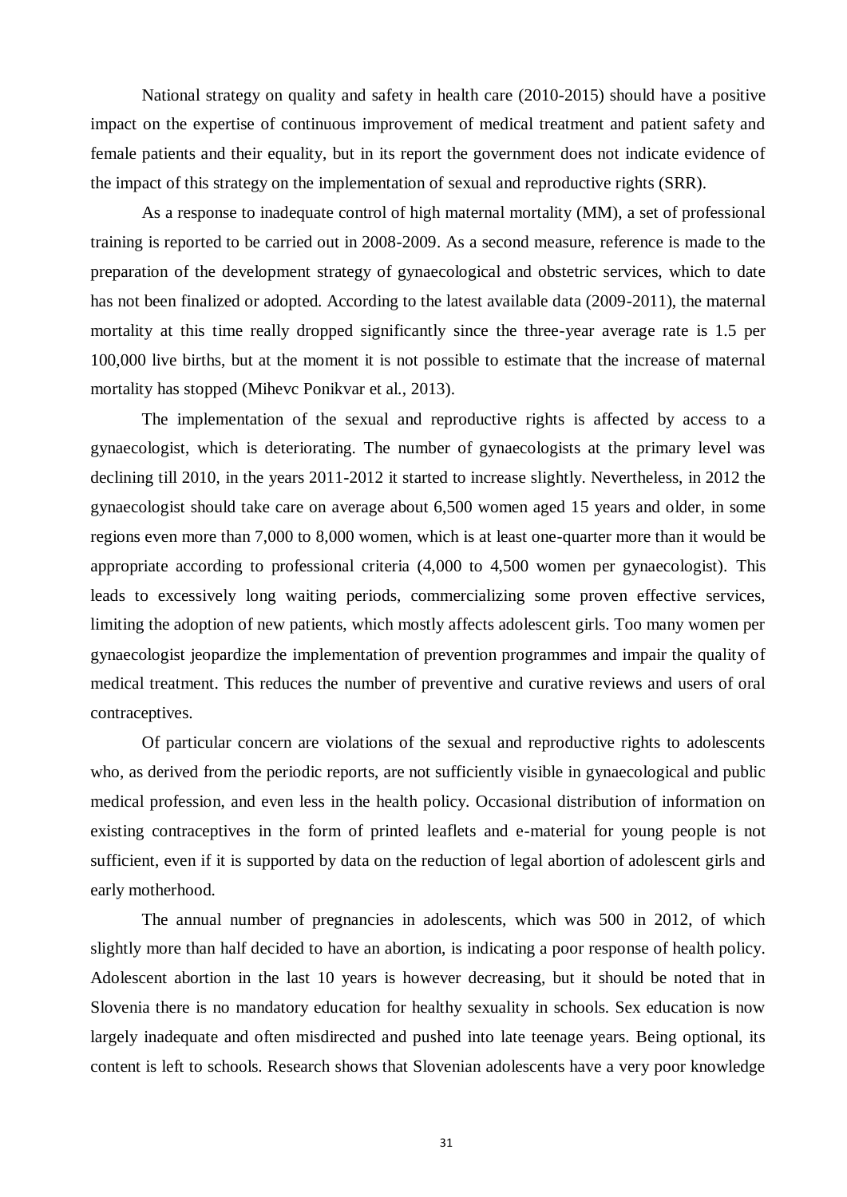National strategy on quality and safety in health care (2010-2015) should have a positive impact on the expertise of continuous improvement of medical treatment and patient safety and female patients and their equality, but in its report the government does not indicate evidence of the impact of this strategy on the implementation of sexual and reproductive rights (SRR).

As a response to inadequate control of high maternal mortality (MM), a set of professional training is reported to be carried out in 2008-2009. As a second measure, reference is made to the preparation of the development strategy of gynaecological and obstetric services, which to date has not been finalized or adopted. According to the latest available data (2009-2011), the maternal mortality at this time really dropped significantly since the three-year average rate is 1.5 per 100,000 live births, but at the moment it is not possible to estimate that the increase of maternal mortality has stopped (Mihevc Ponikvar et al., 2013).

The implementation of the sexual and reproductive rights is affected by access to a gynaecologist, which is deteriorating. The number of gynaecologists at the primary level was declining till 2010, in the years 2011-2012 it started to increase slightly. Nevertheless, in 2012 the gynaecologist should take care on average about 6,500 women aged 15 years and older, in some regions even more than 7,000 to 8,000 women, which is at least one-quarter more than it would be appropriate according to professional criteria (4,000 to 4,500 women per gynaecologist). This leads to excessively long waiting periods, commercializing some proven effective services, limiting the adoption of new patients, which mostly affects adolescent girls. Too many women per gynaecologist jeopardize the implementation of prevention programmes and impair the quality of medical treatment. This reduces the number of preventive and curative reviews and users of oral contraceptives.

Of particular concern are violations of the sexual and reproductive rights to adolescents who, as derived from the periodic reports, are not sufficiently visible in gynaecological and public medical profession, and even less in the health policy. Occasional distribution of information on existing contraceptives in the form of printed leaflets and e-material for young people is not sufficient, even if it is supported by data on the reduction of legal abortion of adolescent girls and early motherhood.

The annual number of pregnancies in adolescents, which was 500 in 2012, of which slightly more than half decided to have an abortion, is indicating a poor response of health policy. Adolescent abortion in the last 10 years is however decreasing, but it should be noted that in Slovenia there is no mandatory education for healthy sexuality in schools. Sex education is now largely inadequate and often misdirected and pushed into late teenage years. Being optional, its content is left to schools. Research shows that Slovenian adolescents have a very poor knowledge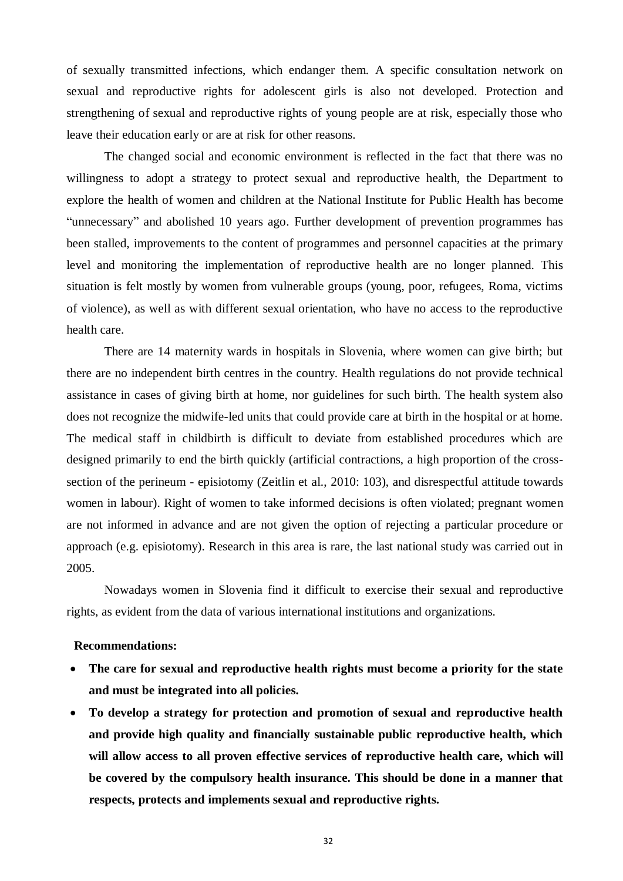of sexually transmitted infections, which endanger them. A specific consultation network on sexual and reproductive rights for adolescent girls is also not developed. Protection and strengthening of sexual and reproductive rights of young people are at risk, especially those who leave their education early or are at risk for other reasons.

The changed social and economic environment is reflected in the fact that there was no willingness to adopt a strategy to protect sexual and reproductive health, the Department to explore the health of women and children at the National Institute for Public Health has become "unnecessary" and abolished 10 years ago. Further development of prevention programmes has been stalled, improvements to the content of programmes and personnel capacities at the primary level and monitoring the implementation of reproductive health are no longer planned. This situation is felt mostly by women from vulnerable groups (young, poor, refugees, Roma, victims of violence), as well as with different sexual orientation, who have no access to the reproductive health care.

There are 14 maternity wards in hospitals in Slovenia, where women can give birth; but there are no independent birth centres in the country. Health regulations do not provide technical assistance in cases of giving birth at home, nor guidelines for such birth. The health system also does not recognize the midwife-led units that could provide care at birth in the hospital or at home. The medical staff in childbirth is difficult to deviate from established procedures which are designed primarily to end the birth quickly (artificial contractions, a high proportion of the cross-section of the perineum - episiotomy (Zeitlin et al., 2010: 103), and disrespectful attitude towards women in labour). Right of women to take informed decisions is often violated; pregnant women are not informed in advance and are not given the option of rejecting a particular procedure or approach (e.g. episiotomy). Research in this area is rare, the last national study was carried out in 2005.

Nowadays women in Slovenia find it difficult to exercise their sexual and reproductive rights, as evident from the data of various international institutions and organizations.

**Recommendations:**

- **The care for sexual and reproductive health rights must become a priority for the state and must be integrated into all policies.**
- **To develop a strategy for protection and promotion of sexual and reproductive health and provide high quality and financially sustainable public reproductive health, which will allow access to all proven effective services of reproductive health care, which will be covered by the compulsory health insurance. This should be done in a manner that respects, protects and implements sexual and reproductive rights.**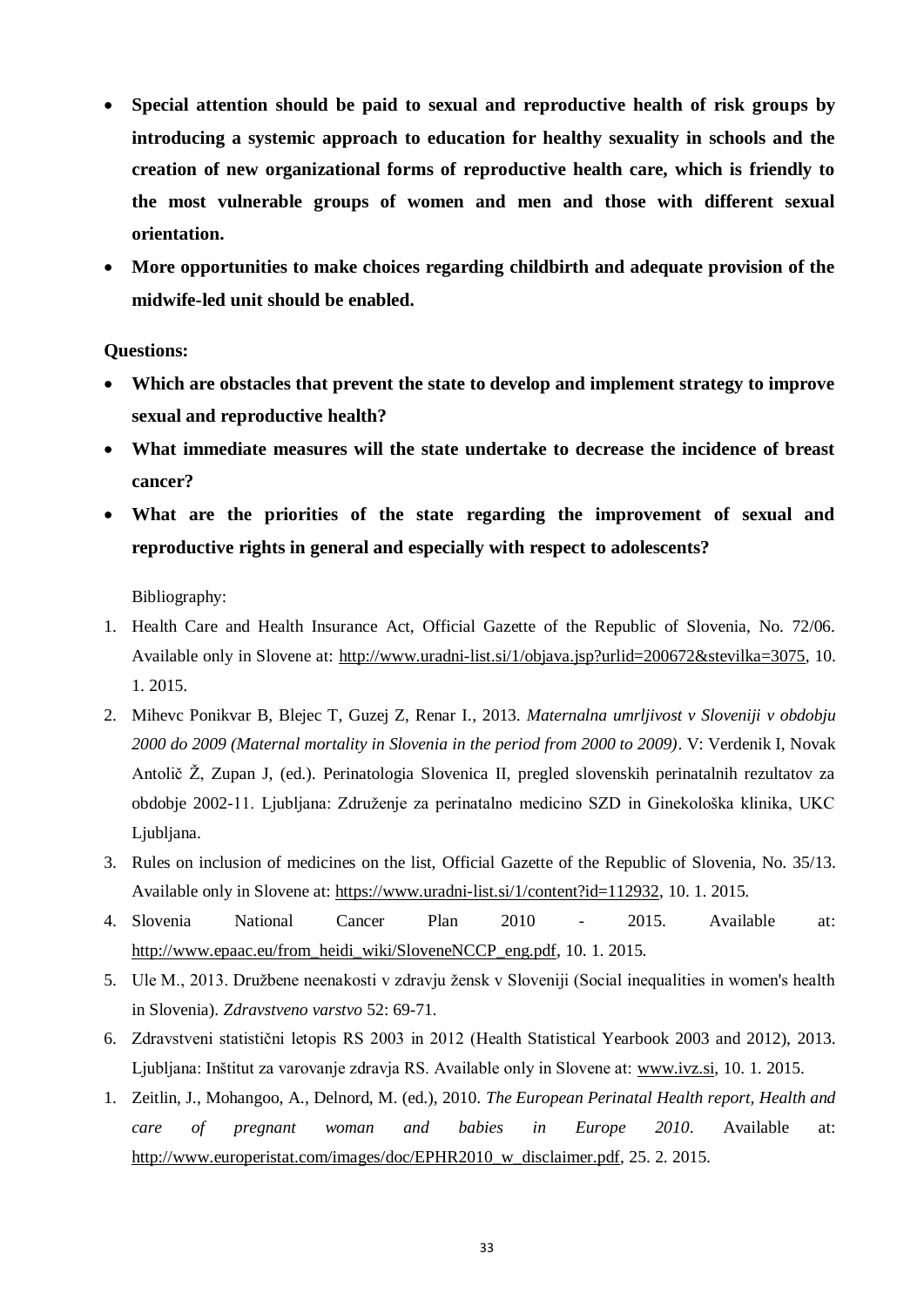- **Special attention should be paid to sexual and reproductive health of risk groups by introducing a systemic approach to education for healthy sexuality in schools and the creation of new organizational forms of reproductive health care, which is friendly to the most vulnerable groups of women and men and those with different sexual orientation.**
- **More opportunities to make choices regarding childbirth and adequate provision of the midwife-led unit should be enabled.**

**Questions:**

- **Which are obstacles that prevent the state to develop and implement strategy to improve sexual and reproductive health?**
- **What immediate measures will the state undertake to decrease the incidence of breast cancer?**
- **What are the priorities of the state regarding the improvement of sexual and reproductive rights in general and especially with respect to adolescents?**

Bibliography:

1. Health Care and Health Insurance Act, Official Gazette of the Republic of Slovenia, No. 72/06. Available only in Slovene at: http://www.uradni-list.si/1/objava.jsp?urlid=200672&stevilka=3075, 10. 1. 2015.
2. Mihevc Ponikvar B, Blejec T, Guzej Z, Renar I., 2013. *Maternalna umrljivost v Sloveniji v obdobju 2000 do 2009 (Maternal mortality in Slovenia in the period from 2000 to 2009)*. V: Verdenik I, Novak Antolič Ž, Zupan J, (ed.). Perinatologia Slovenica II, pregled slovenskih perinatalnih rezultatov za obdobje 2002-11. Ljubljana: Združenje za perinatalno medicino SZD in Ginekološka klinika, UKC Ljubljana.
3. Rules on inclusion of medicines on the list, Official Gazette of the Republic of Slovenia, No. 35/13. Available only in Slovene at: https://www.uradni-list.si/1/content?id=112932, 10. 1. 2015.
4. Slovenia National Cancer Plan 2010 - 2015. Available at: http://www.epaac.eu/from_heidi_wiki/SloveneNCCP_eng.pdf, 10. 1. 2015.
5. Ule M., 2013. Družbene neenakosti v zdravju žensk v Sloveniji (Social inequalities in women's health in Slovenia). *Zdravstveno varstvo* 52: 69-71.
6. Zdravstveni statistični letopis RS 2003 in 2012 (Health Statistical Yearbook 2003 and 2012), 2013. Ljubljana: Inštitut za varovanje zdravja RS. Available only in Slovene at: www.ivz.si, 10. 1. 2015.
1. Zeitlin, J., Mohangoo, A., Delnord, M. (ed.), 2010. *The European Perinatal Health report, Health and care of pregnant woman and babies in Europe 2010*. Available at: http://www.europeristat.com/images/doc/EPHR2010_w_disclaimer.pdf, 25. 2. 2015.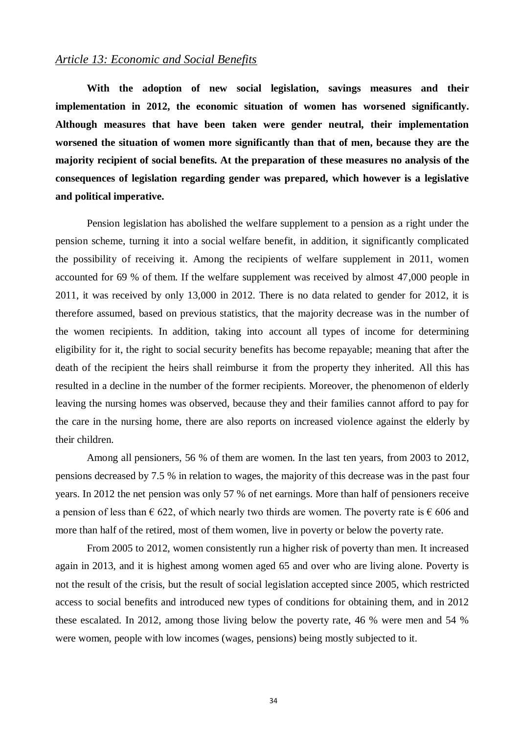*Article 13: Economic and Social Benefits*

**With the adoption of new social legislation, savings measures and their implementation in 2012, the economic situation of women has worsened significantly. Although measures that have been taken were gender neutral, their implementation worsened the situation of women more significantly than that of men, because they are the majority recipient of social benefits. At the preparation of these measures no analysis of the consequences of legislation regarding gender was prepared, which however is a legislative and political imperative.**

Pension legislation has abolished the welfare supplement to a pension as a right under the pension scheme, turning it into a social welfare benefit, in addition, it significantly complicated the possibility of receiving it. Among the recipients of welfare supplement in 2011, women accounted for 69 % of them. If the welfare supplement was received by almost 47,000 people in 2011, it was received by only 13,000 in 2012. There is no data related to gender for 2012, it is therefore assumed, based on previous statistics, that the majority decrease was in the number of the women recipients. In addition, taking into account all types of income for determining eligibility for it, the right to social security benefits has become repayable; meaning that after the death of the recipient the heirs shall reimburse it from the property they inherited. All this has resulted in a decline in the number of the former recipients. Moreover, the phenomenon of elderly leaving the nursing homes was observed, because they and their families cannot afford to pay for the care in the nursing home, there are also reports on increased violence against the elderly by their children.

Among all pensioners, 56 % of them are women. In the last ten years, from 2003 to 2012, pensions decreased by 7.5 % in relation to wages, the majority of this decrease was in the past four years. In 2012 the net pension was only 57 % of net earnings. More than half of pensioners receive a pension of less than € 622, of which nearly two thirds are women. The poverty rate is € 606 and more than half of the retired, most of them women, live in poverty or below the poverty rate.

From 2005 to 2012, women consistently run a higher risk of poverty than men. It increased again in 2013, and it is highest among women aged 65 and over who are living alone. Poverty is not the result of the crisis, but the result of social legislation accepted since 2005, which restricted access to social benefits and introduced new types of conditions for obtaining them, and in 2012 these escalated. In 2012, among those living below the poverty rate, 46 % were men and 54 % were women, people with low incomes (wages, pensions) being mostly subjected to it.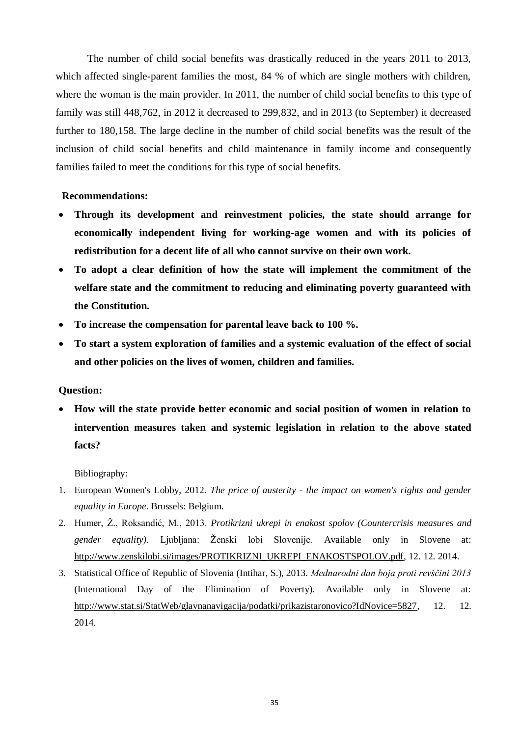The number of child social benefits was drastically reduced in the years 2011 to 2013, which affected single-parent families the most, 84 % of which are single mothers with children, where the woman is the main provider. In 2011, the number of child social benefits to this type of family was still 448,762, in 2012 it decreased to 299,832, and in 2013 (to September) it decreased further to 180,158. The large decline in the number of child social benefits was the result of the inclusion of child social benefits and child maintenance in family income and consequently families failed to meet the conditions for this type of social benefits.

**Recommendations:**

- **Through its development and reinvestment policies, the state should arrange for economically independent living for working-age women and with its policies of redistribution for a decent life of all who cannot survive on their own work.**
- **To adopt a clear definition of how the state will implement the commitment of the welfare state and the commitment to reducing and eliminating poverty guaranteed with the Constitution.**
- **To increase the compensation for parental leave back to 100 %.**
- **To start a system exploration of families and a systemic evaluation of the effect of social and other policies on the lives of women, children and families.**

**Question:**

- **How will the state provide better economic and social position of women in relation to intervention measures taken and systemic legislation in relation to the above stated facts?**

Bibliography:

1. European Women's Lobby, 2012. *The price of austerity - the impact on women's rights and gender equality in Europe*. Brussels: Belgium.
2. Humer, Ž., Roksandić, M., 2013. *Protikrizni ukrepi in enakost spolov (Countercrisis measures and gender equality)*. Ljubljana: Ženski lobi Slovenije. Available only in Slovene at: http://www.zenskilobi.si/images/PROTIKRIZNI_UKREPI_ENAKOSTSPOLOV.pdf, 12. 12. 2014.
3. Statistical Office of Republic of Slovenia (Intihar, S.), 2013. *Mednarodni dan boja proti revščini 2013* (International Day of the Elimination of Poverty). Available only in Slovene at: http://www.stat.si/StatWeb/glavnanavigacija/podatki/prikazistaronovico?IdNovice=5827, 12. 12. 2014.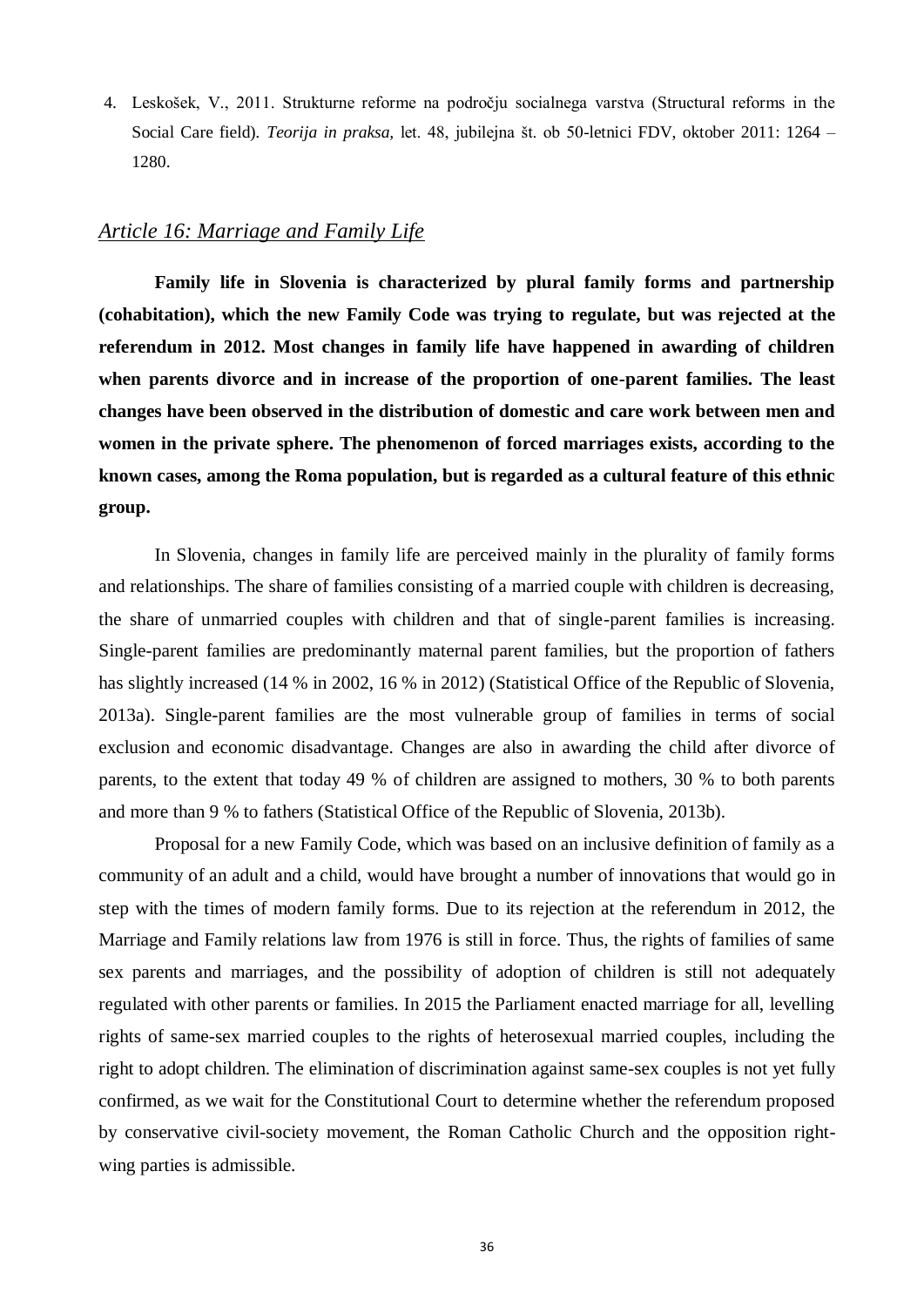4. Leskošek, V., 2011. Strukturne reforme na področju socialnega varstva (Structural reforms in the Social Care field). *Teorija in praksa,* let. 48, jubilejna št. ob 50-letnici FDV, oktober 2011: 1264 – 1280.

## *Article 16: Marriage and Family Life*

**Family life in Slovenia is characterized by plural family forms and partnership (cohabitation), which the new Family Code was trying to regulate, but was rejected at the referendum in 2012. Most changes in family life have happened in awarding of children when parents divorce and in increase of the proportion of one-parent families. The least changes have been observed in the distribution of domestic and care work between men and women in the private sphere. The phenomenon of forced marriages exists, according to the known cases, among the Roma population, but is regarded as a cultural feature of this ethnic group.**

In Slovenia, changes in family life are perceived mainly in the plurality of family forms and relationships. The share of families consisting of a married couple with children is decreasing, the share of unmarried couples with children and that of single-parent families is increasing. Single-parent families are predominantly maternal parent families, but the proportion of fathers has slightly increased (14 % in 2002, 16 % in 2012) (Statistical Office of the Republic of Slovenia, 2013a). Single-parent families are the most vulnerable group of families in terms of social exclusion and economic disadvantage. Changes are also in awarding the child after divorce of parents, to the extent that today 49 % of children are assigned to mothers, 30 % to both parents and more than 9 % to fathers (Statistical Office of the Republic of Slovenia, 2013b).

Proposal for a new Family Code, which was based on an inclusive definition of family as a community of an adult and a child, would have brought a number of innovations that would go in step with the times of modern family forms. Due to its rejection at the referendum in 2012, the Marriage and Family relations law from 1976 is still in force. Thus, the rights of families of same sex parents and marriages, and the possibility of adoption of children is still not adequately regulated with other parents or families. In 2015 the Parliament enacted marriage for all, levelling rights of same-sex married couples to the rights of heterosexual married couples, including the right to adopt children. The elimination of discrimination against same-sex couples is not yet fully confirmed, as we wait for the Constitutional Court to determine whether the referendum proposed by conservative civil-society movement, the Roman Catholic Church and the opposition right-wing parties is admissible.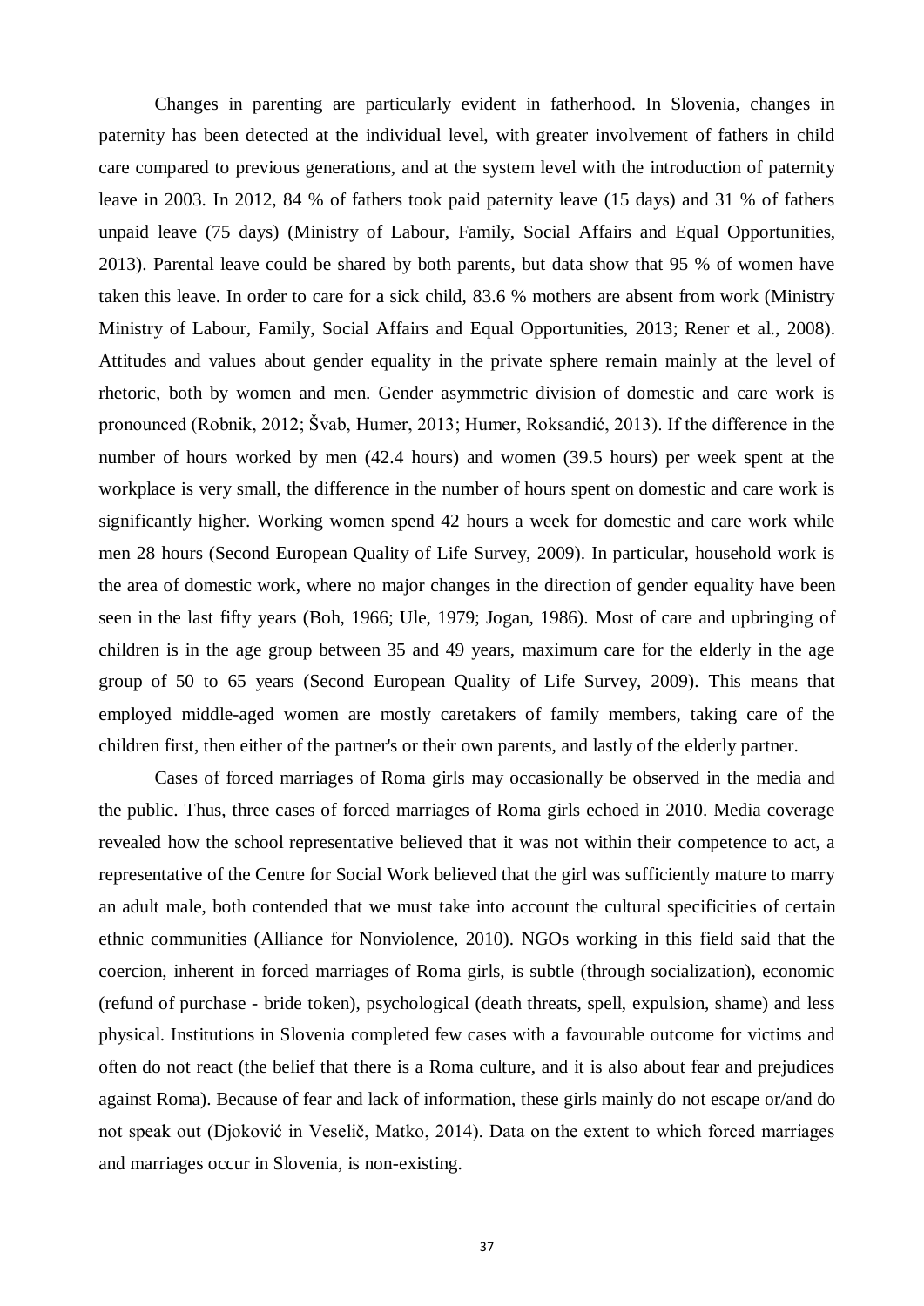Changes in parenting are particularly evident in fatherhood. In Slovenia, changes in paternity has been detected at the individual level, with greater involvement of fathers in child care compared to previous generations, and at the system level with the introduction of paternity leave in 2003. In 2012, 84 % of fathers took paid paternity leave (15 days) and 31 % of fathers unpaid leave (75 days) (Ministry of Labour, Family, Social Affairs and Equal Opportunities, 2013). Parental leave could be shared by both parents, but data show that 95 % of women have taken this leave. In order to care for a sick child, 83.6 % mothers are absent from work (Ministry Ministry of Labour, Family, Social Affairs and Equal Opportunities, 2013; Rener et al., 2008). Attitudes and values about gender equality in the private sphere remain mainly at the level of rhetoric, both by women and men. Gender asymmetric division of domestic and care work is pronounced (Robnik, 2012; Švab, Humer, 2013; Humer, Roksandić, 2013). If the difference in the number of hours worked by men (42.4 hours) and women (39.5 hours) per week spent at the workplace is very small, the difference in the number of hours spent on domestic and care work is significantly higher. Working women spend 42 hours a week for domestic and care work while men 28 hours (Second European Quality of Life Survey, 2009). In particular, household work is the area of domestic work, where no major changes in the direction of gender equality have been seen in the last fifty years (Boh, 1966; Ule, 1979; Jogan, 1986). Most of care and upbringing of children is in the age group between 35 and 49 years, maximum care for the elderly in the age group of 50 to 65 years (Second European Quality of Life Survey, 2009). This means that employed middle-aged women are mostly caretakers of family members, taking care of the children first, then either of the partner's or their own parents, and lastly of the elderly partner.

Cases of forced marriages of Roma girls may occasionally be observed in the media and the public. Thus, three cases of forced marriages of Roma girls echoed in 2010. Media coverage revealed how the school representative believed that it was not within their competence to act, a representative of the Centre for Social Work believed that the girl was sufficiently mature to marry an adult male, both contended that we must take into account the cultural specificities of certain ethnic communities (Alliance for Nonviolence, 2010). NGOs working in this field said that the coercion, inherent in forced marriages of Roma girls, is subtle (through socialization), economic (refund of purchase - bride token), psychological (death threats, spell, expulsion, shame) and less physical. Institutions in Slovenia completed few cases with a favourable outcome for victims and often do not react (the belief that there is a Roma culture, and it is also about fear and prejudices against Roma). Because of fear and lack of information, these girls mainly do not escape or/and do not speak out (Djoković in Veselič, Matko, 2014). Data on the extent to which forced marriages and marriages occur in Slovenia, is non-existing.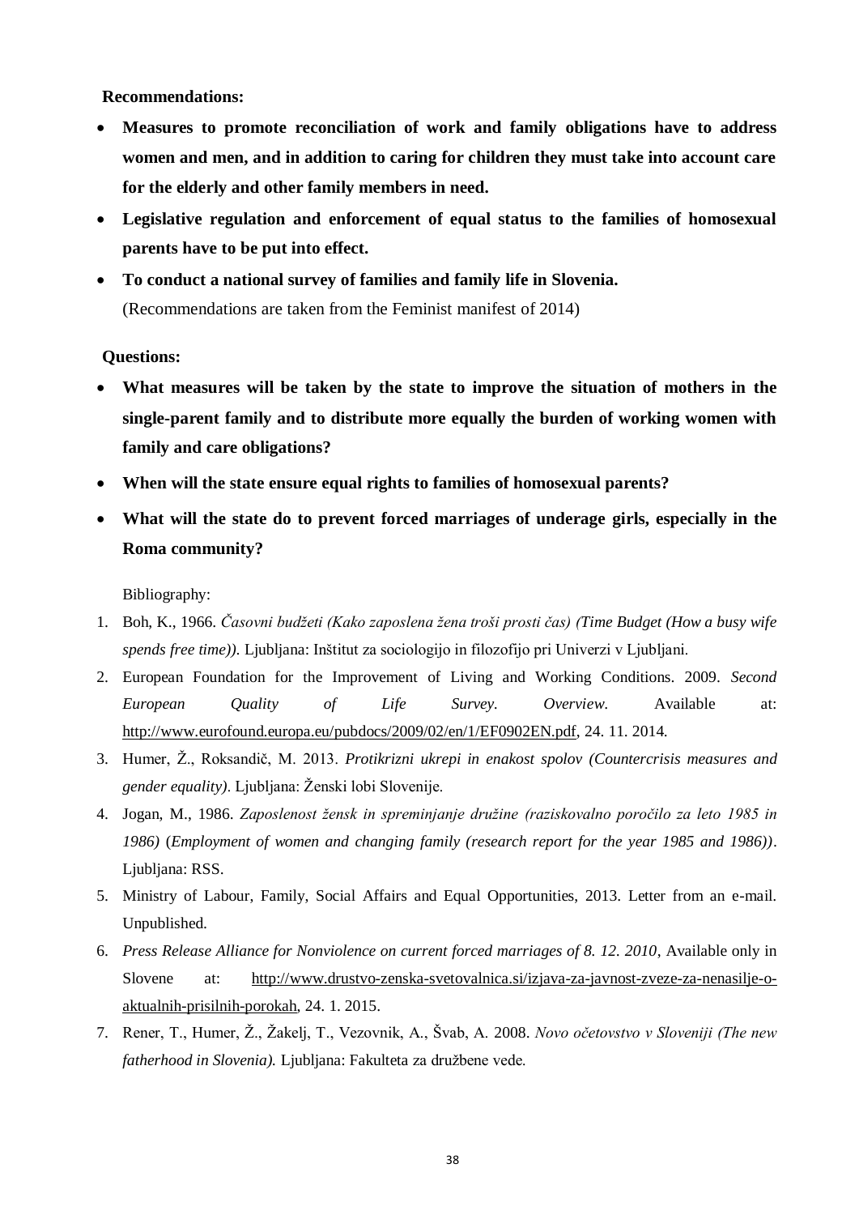**Recommendations:**

- **Measures to promote reconciliation of work and family obligations have to address women and men, and in addition to caring for children they must take into account care for the elderly and other family members in need.**
- **Legislative regulation and enforcement of equal status to the families of homosexual parents have to be put into effect.**
- **To conduct a national survey of families and family life in Slovenia.**
  (Recommendations are taken from the Feminist manifest of 2014)

**Questions:**

- **What measures will be taken by the state to improve the situation of mothers in the single-parent family and to distribute more equally the burden of working women with family and care obligations?**
- **When will the state ensure equal rights to families of homosexual parents?**
- **What will the state do to prevent forced marriages of underage girls, especially in the Roma community?**

Bibliography:

1. Boh, K., 1966. *Časovni budžeti (Kako zaposlena žena troši prosti čas) (Time Budget (How a busy wife spends free time)).* Ljubljana: Inštitut za sociologijo in filozofijo pri Univerzi v Ljubljani.
2. European Foundation for the Improvement of Living and Working Conditions. 2009. *Second European Quality of Life Survey. Overview.* Available at: http://www.eurofound.europa.eu/pubdocs/2009/02/en/1/EF0902EN.pdf, 24. 11. 2014.
3. Humer, Ž., Roksandič, M. 2013. *Protikrizni ukrepi in enakost spolov (Countercrisis measures and gender equality)*. Ljubljana: Ženski lobi Slovenije.
4. Jogan, M., 1986. *Zaposlenost žensk in spreminjanje družine (raziskovalno poročilo za leto 1985 in 1986)* (*Employment of women and changing family (research report for the year 1985 and 1986))*. Ljubljana: RSS.
5. Ministry of Labour, Family, Social Affairs and Equal Opportunities, 2013. Letter from an e-mail. Unpublished.
6. *Press Release Alliance for Nonviolence on current forced marriages of 8. 12. 2010*, Available only in Slovene at: http://www.drustvo-zenska-svetovalnica.si/izjava-za-javnost-zveze-za-nenasilje-o-aktualnih-prisilnih-porokah, 24. 1. 2015.
7. Rener, T., Humer, Ž., Žakelj, T., Vezovnik, A., Švab, A. 2008. *Novo očetovstvo v Sloveniji (The new fatherhood in Slovenia).* Ljubljana: Fakulteta za družbene vede.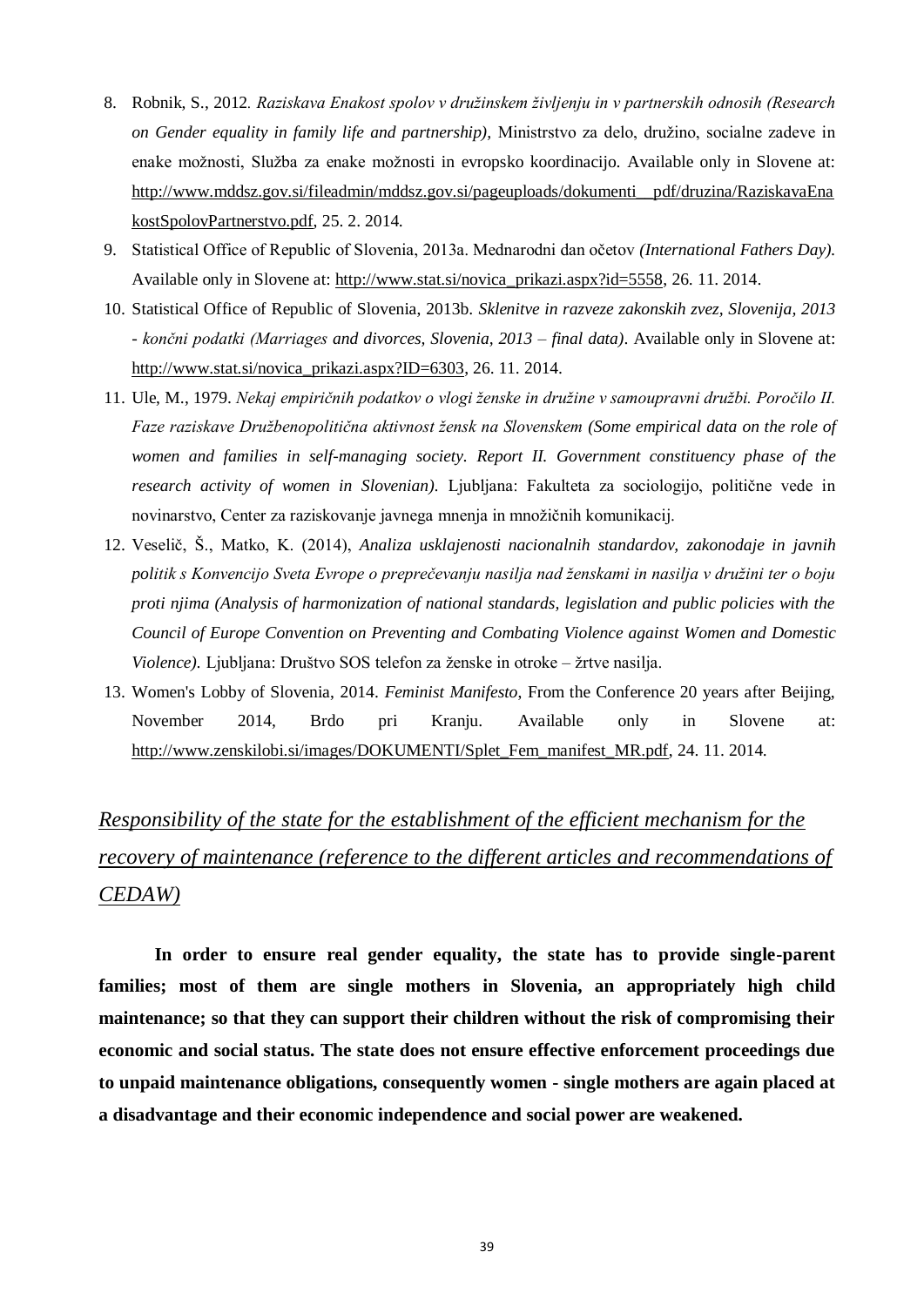8. Robnik, S., 2012. *Raziskava Enakost spolov v družinskem življenju in v partnerskih odnosih (Research on Gender equality in family life and partnership),* Ministrstvo za delo, družino, socialne zadeve in enake možnosti, Služba za enake možnosti in evropsko koordinacijo. Available only in Slovene at: http://www.mddsz.gov.si/fileadmin/mddsz.gov.si/pageuploads/dokumenti__pdf/druzina/RaziskavaEnakostSpolovPartnerstvo.pdf, 25. 2. 2014.
9. Statistical Office of Republic of Slovenia, 2013a. Mednarodni dan očetov *(International Fathers Day).* Available only in Slovene at: http://www.stat.si/novica_prikazi.aspx?id=5558, 26. 11. 2014.
10. Statistical Office of Republic of Slovenia, 2013b. *Sklenitve in razveze zakonskih zvez, Slovenija, 2013 - končni podatki (Marriages and divorces, Slovenia, 2013 – final data)*. Available only in Slovene at: http://www.stat.si/novica_prikazi.aspx?ID=6303, 26. 11. 2014.
11. Ule, M., 1979. *Nekaj empiričnih podatkov o vlogi ženske in družine v samoupravni družbi. Poročilo II. Faze raziskave Družbenopolitična aktivnost žensk na Slovenskem (Some empirical data on the role of women and families in self-managing society. Report II. Government constituency phase of the research activity of women in Slovenian).* Ljubljana: Fakulteta za sociologijo, politične vede in novinarstvo, Center za raziskovanje javnega mnenja in množičnih komunikacij.
12. Veselič, Š., Matko, K. (2014), *Analiza usklajenosti nacionalnih standardov, zakonodaje in javnih politik s Konvencijo Sveta Evrope o preprečevanju nasilja nad ženskami in nasilja v družini ter o boju proti njima (Analysis of harmonization of national standards, legislation and public policies with the Council of Europe Convention on Preventing and Combating Violence against Women and Domestic Violence).* Ljubljana: Društvo SOS telefon za ženske in otroke – žrtve nasilja.
13. Women's Lobby of Slovenia, 2014. *Feminist Manifesto*, From the Conference 20 years after Beijing, November 2014, Brdo pri Kranju. Available only in Slovene at: http://www.zenskilobi.si/images/DOKUMENTI/Splet_Fem_manifest_MR.pdf, 24. 11. 2014.

## *Responsibility of the state for the establishment of the efficient mechanism for the recovery of maintenance (reference to the different articles and recommendations of CEDAW)*

**In order to ensure real gender equality, the state has to provide single-parent families; most of them are single mothers in Slovenia, an appropriately high child maintenance; so that they can support their children without the risk of compromising their economic and social status. The state does not ensure effective enforcement proceedings due to unpaid maintenance obligations, consequently women - single mothers are again placed at a disadvantage and their economic independence and social power are weakened.**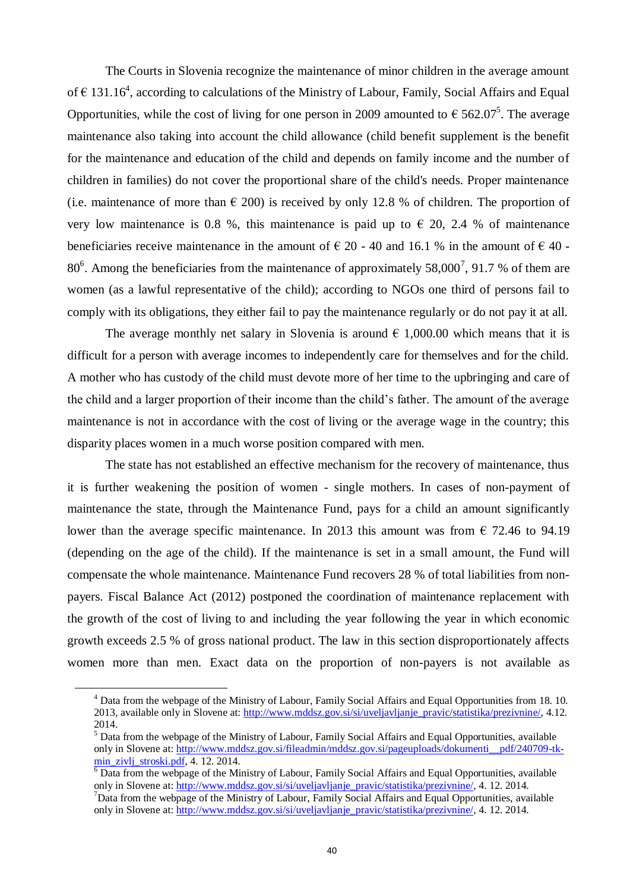The Courts in Slovenia recognize the maintenance of minor children in the average amount of € 131.16[4], according to calculations of the Ministry of Labour, Family, Social Affairs and Equal Opportunities, while the cost of living for one person in 2009 amounted to € 562.07[5]. The average maintenance also taking into account the child allowance (child benefit supplement is the benefit for the maintenance and education of the child and depends on family income and the number of children in families) do not cover the proportional share of the child's needs. Proper maintenance (i.e. maintenance of more than € 200) is received by only 12.8 % of children. The proportion of very low maintenance is 0.8 %, this maintenance is paid up to € 20, 2.4 % of maintenance beneficiaries receive maintenance in the amount of € 20 - 40 and 16.1 % in the amount of € 40 - 80[6]. Among the beneficiaries from the maintenance of approximately 58,000[7], 91.7 % of them are women (as a lawful representative of the child); according to NGOs one third of persons fail to comply with its obligations, they either fail to pay the maintenance regularly or do not pay it at all.

The average monthly net salary in Slovenia is around € 1,000.00 which means that it is difficult for a person with average incomes to independently care for themselves and for the child. A mother who has custody of the child must devote more of her time to the upbringing and care of the child and a larger proportion of their income than the child's father. The amount of the average maintenance is not in accordance with the cost of living or the average wage in the country; this disparity places women in a much worse position compared with men.

The state has not established an effective mechanism for the recovery of maintenance, thus it is further weakening the position of women - single mothers. In cases of non-payment of maintenance the state, through the Maintenance Fund, pays for a child an amount significantly lower than the average specific maintenance. In 2013 this amount was from € 72.46 to 94.19 (depending on the age of the child). If the maintenance is set in a small amount, the Fund will compensate the whole maintenance. Maintenance Fund recovers 28 % of total liabilities from non-payers. Fiscal Balance Act (2012) postponed the coordination of maintenance replacement with the growth of the cost of living to and including the year following the year in which economic growth exceeds 2.5 % of gross national product. The law in this section disproportionately affects women more than men. Exact data on the proportion of non-payers is not available as

---

[4] Data from the webpage of the Ministry of Labour, Family Social Affairs and Equal Opportunities from 18. 10. 2013, available only in Slovene at: http://www.mddsz.gov.si/si/uveljavljanje_pravic/statistika/prezivnine/, 4.12. 2014.

[5] Data from the webpage of the Ministry of Labour, Family Social Affairs and Equal Opportunities, available only in Slovene at: http://www.mddsz.gov.si/fileadmin/mddsz.gov.si/pageuploads/dokumenti__pdf/240709-tk-min_zivlj_stroski.pdf, 4. 12. 2014.

[6] Data from the webpage of the Ministry of Labour, Family Social Affairs and Equal Opportunities, available only in Slovene at: http://www.mddsz.gov.si/si/uveljavljanje_pravic/statistika/prezivnine/, 4. 12. 2014.

[7] Data from the webpage of the Ministry of Labour, Family Social Affairs and Equal Opportunities, available only in Slovene at: http://www.mddsz.gov.si/si/uveljavljanje_pravic/statistika/prezivnine/, 4. 12. 2014.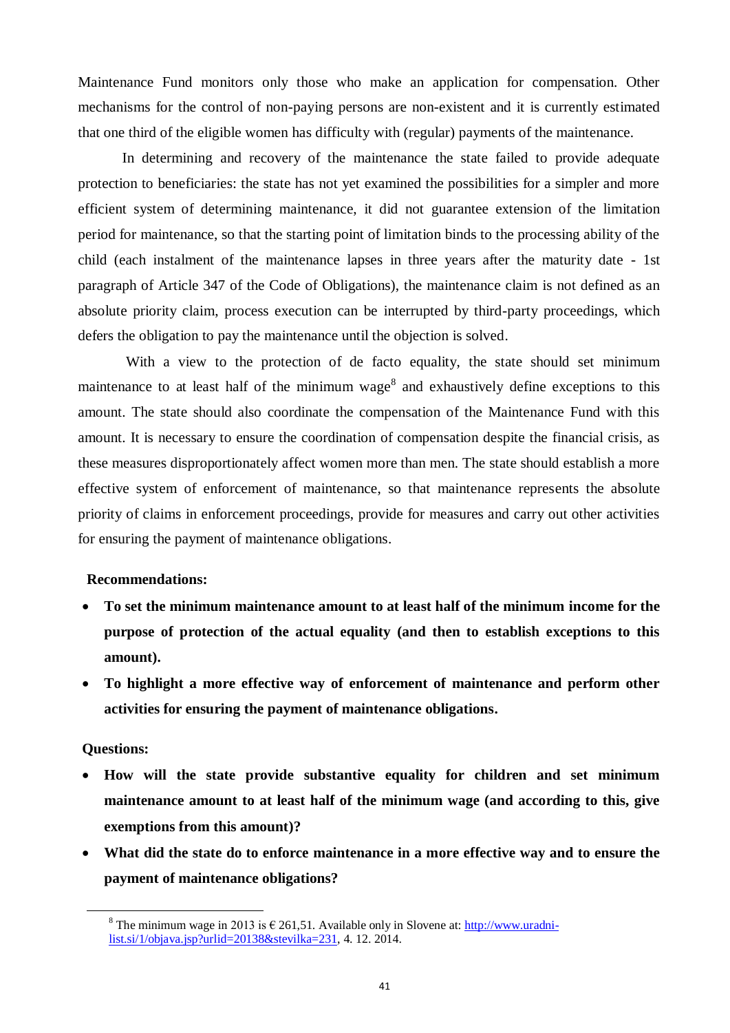Maintenance Fund monitors only those who make an application for compensation. Other mechanisms for the control of non-paying persons are non-existent and it is currently estimated that one third of the eligible women has difficulty with (regular) payments of the maintenance.

In determining and recovery of the maintenance the state failed to provide adequate protection to beneficiaries: the state has not yet examined the possibilities for a simpler and more efficient system of determining maintenance, it did not guarantee extension of the limitation period for maintenance, so that the starting point of limitation binds to the processing ability of the child (each instalment of the maintenance lapses in three years after the maturity date - 1st paragraph of Article 347 of the Code of Obligations), the maintenance claim is not defined as an absolute priority claim, process execution can be interrupted by third-party proceedings, which defers the obligation to pay the maintenance until the objection is solved.

With a view to the protection of de facto equality, the state should set minimum maintenance to at least half of the minimum wage[8] and exhaustively define exceptions to this amount. The state should also coordinate the compensation of the Maintenance Fund with this amount. It is necessary to ensure the coordination of compensation despite the financial crisis, as these measures disproportionately affect women more than men. The state should establish a more effective system of enforcement of maintenance, so that maintenance represents the absolute priority of claims in enforcement proceedings, provide for measures and carry out other activities for ensuring the payment of maintenance obligations.

**Recommendations:**

- **To set the minimum maintenance amount to at least half of the minimum income for the purpose of protection of the actual equality (and then to establish exceptions to this amount).**
- **To highlight a more effective way of enforcement of maintenance and perform other activities for ensuring the payment of maintenance obligations.**

**Questions:**

- **How will the state provide substantive equality for children and set minimum maintenance amount to at least half of the minimum wage (and according to this, give exemptions from this amount)?**
- **What did the state do to enforce maintenance in a more effective way and to ensure the payment of maintenance obligations?**

[8] The minimum wage in 2013 is € 261,51. Available only in Slovene at: http://www.uradni-list.si/1/objava.jsp?urlid=20138&stevilka=231, 4. 12. 2014.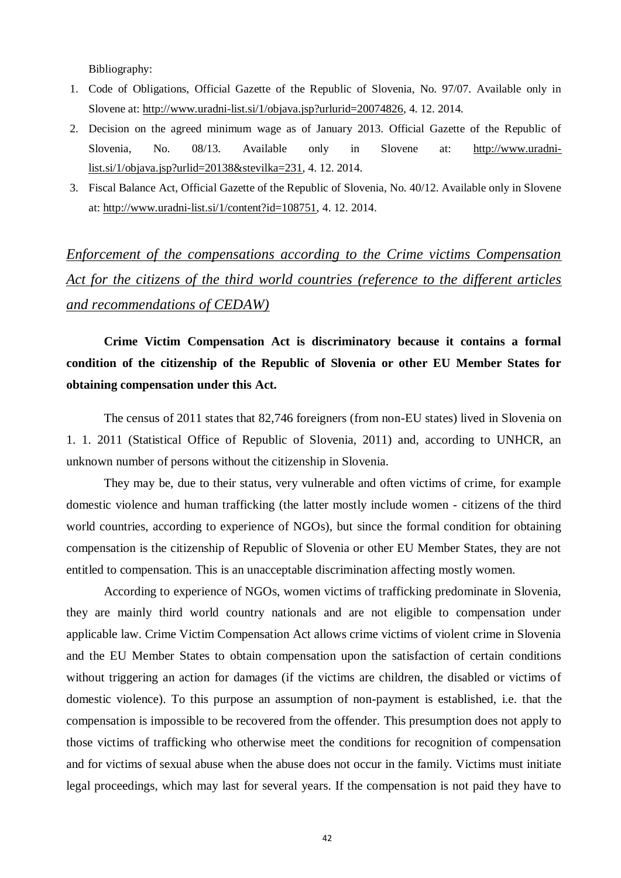Bibliography:

1. Code of Obligations, Official Gazette of the Republic of Slovenia, No. 97/07. Available only in Slovene at: http://www.uradni-list.si/1/objava.jsp?urlurid=20074826, 4. 12. 2014.
2. Decision on the agreed minimum wage as of January 2013. Official Gazette of the Republic of Slovenia, No. 08/13. Available only in Slovene at: http://www.uradni-list.si/1/objava.jsp?urlid=20138&stevilka=231, 4. 12. 2014.
3. Fiscal Balance Act, Official Gazette of the Republic of Slovenia, No. 40/12. Available only in Slovene at: http://www.uradni-list.si/1/content?id=108751, 4. 12. 2014.

## *Enforcement of the compensations according to the Crime victims Compensation Act for the citizens of the third world countries (reference to the different articles and recommendations of CEDAW)*

**Crime Victim Compensation Act is discriminatory because it contains a formal condition of the citizenship of the Republic of Slovenia or other EU Member States for obtaining compensation under this Act.**

The census of 2011 states that 82,746 foreigners (from non-EU states) lived in Slovenia on 1. 1. 2011 (Statistical Office of Republic of Slovenia, 2011) and, according to UNHCR, an unknown number of persons without the citizenship in Slovenia.

They may be, due to their status, very vulnerable and often victims of crime, for example domestic violence and human trafficking (the latter mostly include women - citizens of the third world countries, according to experience of NGOs), but since the formal condition for obtaining compensation is the citizenship of Republic of Slovenia or other EU Member States, they are not entitled to compensation. This is an unacceptable discrimination affecting mostly women.

According to experience of NGOs, women victims of trafficking predominate in Slovenia, they are mainly third world country nationals and are not eligible to compensation under applicable law. Crime Victim Compensation Act allows crime victims of violent crime in Slovenia and the EU Member States to obtain compensation upon the satisfaction of certain conditions without triggering an action for damages (if the victims are children, the disabled or victims of domestic violence). To this purpose an assumption of non-payment is established, i.e. that the compensation is impossible to be recovered from the offender. This presumption does not apply to those victims of trafficking who otherwise meet the conditions for recognition of compensation and for victims of sexual abuse when the abuse does not occur in the family. Victims must initiate legal proceedings, which may last for several years. If the compensation is not paid they have to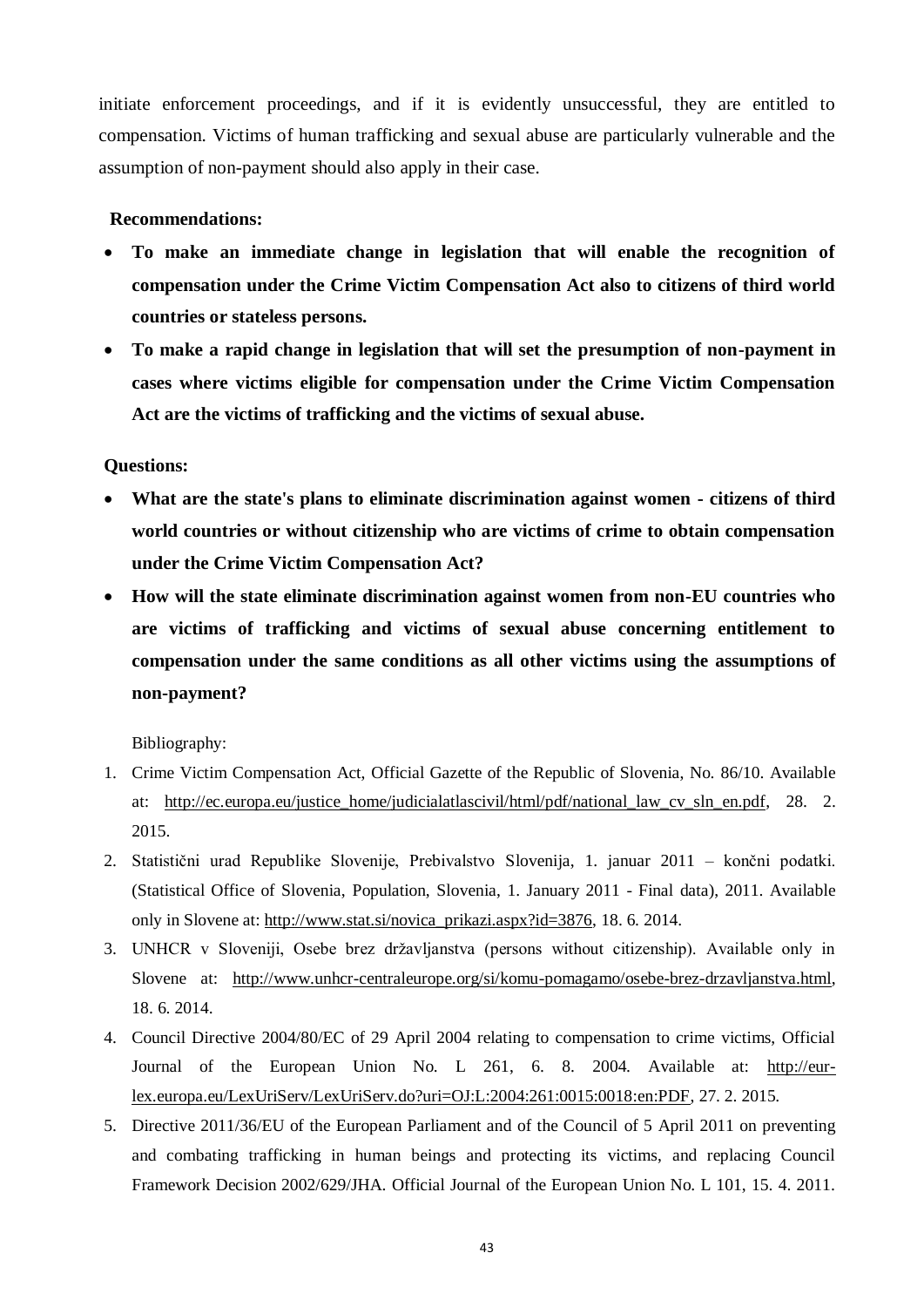initiate enforcement proceedings, and if it is evidently unsuccessful, they are entitled to compensation. Victims of human trafficking and sexual abuse are particularly vulnerable and the assumption of non-payment should also apply in their case.

**Recommendations:**

- **To make an immediate change in legislation that will enable the recognition of compensation under the Crime Victim Compensation Act also to citizens of third world countries or stateless persons.**
- **To make a rapid change in legislation that will set the presumption of non-payment in cases where victims eligible for compensation under the Crime Victim Compensation Act are the victims of trafficking and the victims of sexual abuse.**

**Questions:**

- **What are the state's plans to eliminate discrimination against women - citizens of third world countries or without citizenship who are victims of crime to obtain compensation under the Crime Victim Compensation Act?**
- **How will the state eliminate discrimination against women from non-EU countries who are victims of trafficking and victims of sexual abuse concerning entitlement to compensation under the same conditions as all other victims using the assumptions of non-payment?**

Bibliography:

1. Crime Victim Compensation Act, Official Gazette of the Republic of Slovenia, No. 86/10. Available at: http://ec.europa.eu/justice_home/judicialatlascivil/html/pdf/national_law_cv_sln_en.pdf, 28. 2. 2015.
2. Statistični urad Republike Slovenije, Prebivalstvo Slovenija, 1. januar 2011 – končni podatki. (Statistical Office of Slovenia, Population, Slovenia, 1. January 2011 - Final data), 2011. Available only in Slovene at: http://www.stat.si/novica_prikazi.aspx?id=3876, 18. 6. 2014.
3. UNHCR v Sloveniji, Osebe brez državljanstva (persons without citizenship). Available only in Slovene at: http://www.unhcr-centraleurope.org/si/komu-pomagamo/osebe-brez-drzavljanstva.html, 18. 6. 2014.
4. Council Directive 2004/80/EC of 29 April 2004 relating to compensation to crime victims, Official Journal of the European Union No. L 261, 6. 8. 2004. Available at: http://eur-lex.europa.eu/LexUriServ/LexUriServ.do?uri=OJ:L:2004:261:0015:0018:en:PDF, 27. 2. 2015.
5. Directive 2011/36/EU of the European Parliament and of the Council of 5 April 2011 on preventing and combating trafficking in human beings and protecting its victims, and replacing Council Framework Decision 2002/629/JHA. Official Journal of the European Union No. L 101, 15. 4. 2011.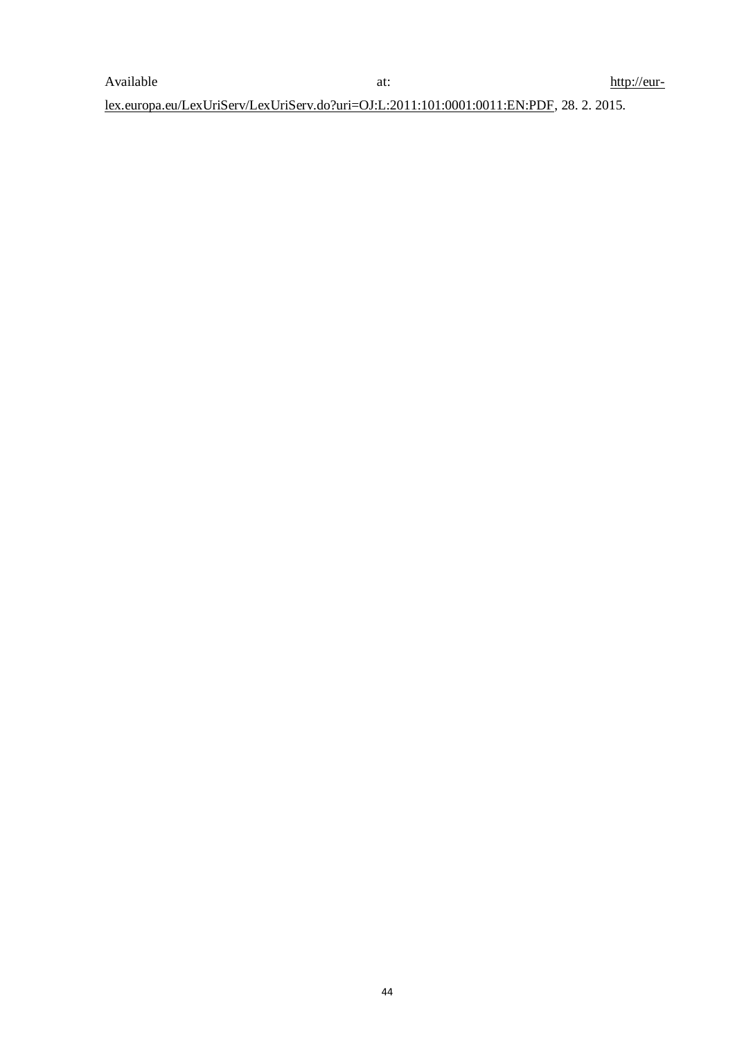Available at: http://eur-lex.europa.eu/LexUriServ/LexUriServ.do?uri=OJ:L:2011:101:0001:0011:EN:PDF, 28. 2. 2015.